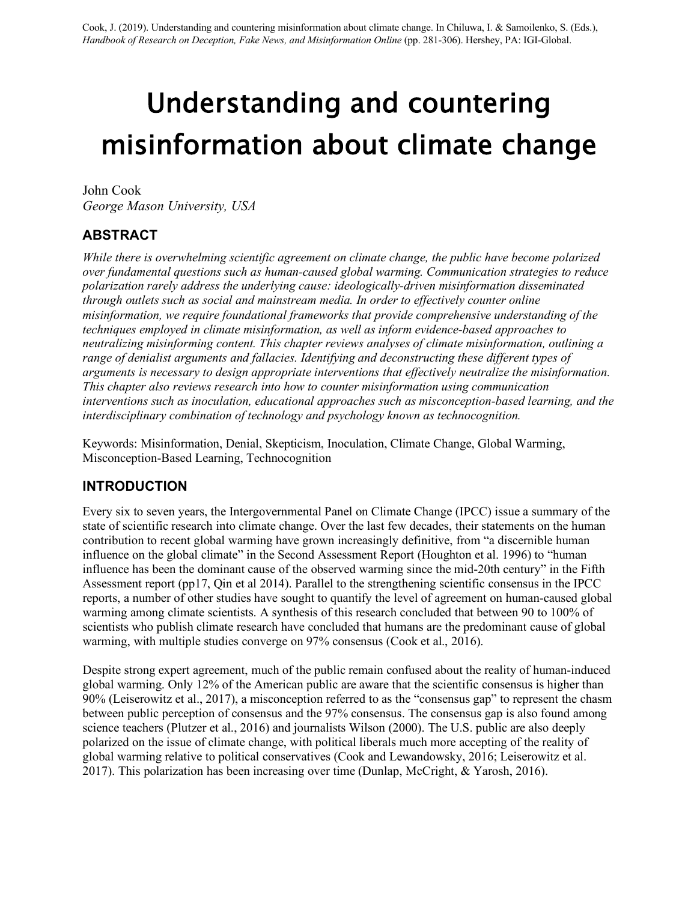Cook, J. (2019). Understanding and countering misinformation about climate change. In Chiluwa, I. & Samoilenko, S. (Eds.), *Handbook of Research on Deception, Fake News, and Misinformation Online* (pp. 281-306). Hershey, PA: IGI-Global.

# Understanding and countering misinformation about climate change

John Cook
*George Mason University, USA*

## ABSTRACT

*While there is overwhelming scientific agreement on climate change, the public have become polarized over fundamental questions such as human-caused global warming. Communication strategies to reduce polarization rarely address the underlying cause: ideologically-driven misinformation disseminated through outlets such as social and mainstream media. In order to effectively counter online misinformation, we require foundational frameworks that provide comprehensive understanding of the techniques employed in climate misinformation, as well as inform evidence-based approaches to neutralizing misinforming content. This chapter reviews analyses of climate misinformation, outlining a range of denialist arguments and fallacies. Identifying and deconstructing these different types of arguments is necessary to design appropriate interventions that effectively neutralize the misinformation. This chapter also reviews research into how to counter misinformation using communication interventions such as inoculation, educational approaches such as misconception-based learning, and the interdisciplinary combination of technology and psychology known as technocognition.*

Keywords: Misinformation, Denial, Skepticism, Inoculation, Climate Change, Global Warming, Misconception-Based Learning, Technocognition

## INTRODUCTION

Every six to seven years, the Intergovernmental Panel on Climate Change (IPCC) issue a summary of the state of scientific research into climate change. Over the last few decades, their statements on the human contribution to recent global warming have grown increasingly definitive, from "a discernible human influence on the global climate" in the Second Assessment Report (Houghton et al. 1996) to "human influence has been the dominant cause of the observed warming since the mid-20th century" in the Fifth Assessment report (pp17, Qin et al 2014). Parallel to the strengthening scientific consensus in the IPCC reports, a number of other studies have sought to quantify the level of agreement on human-caused global warming among climate scientists. A synthesis of this research concluded that between 90 to 100% of scientists who publish climate research have concluded that humans are the predominant cause of global warming, with multiple studies converge on 97% consensus (Cook et al., 2016).

Despite strong expert agreement, much of the public remain confused about the reality of human-induced global warming. Only 12% of the American public are aware that the scientific consensus is higher than 90% (Leiserowitz et al., 2017), a misconception referred to as the "consensus gap" to represent the chasm between public perception of consensus and the 97% consensus. The consensus gap is also found among science teachers (Plutzer et al., 2016) and journalists Wilson (2000). The U.S. public are also deeply polarized on the issue of climate change, with political liberals much more accepting of the reality of global warming relative to political conservatives (Cook and Lewandowsky, 2016; Leiserowitz et al. 2017). This polarization has been increasing over time (Dunlap, McCright, & Yarosh, 2016).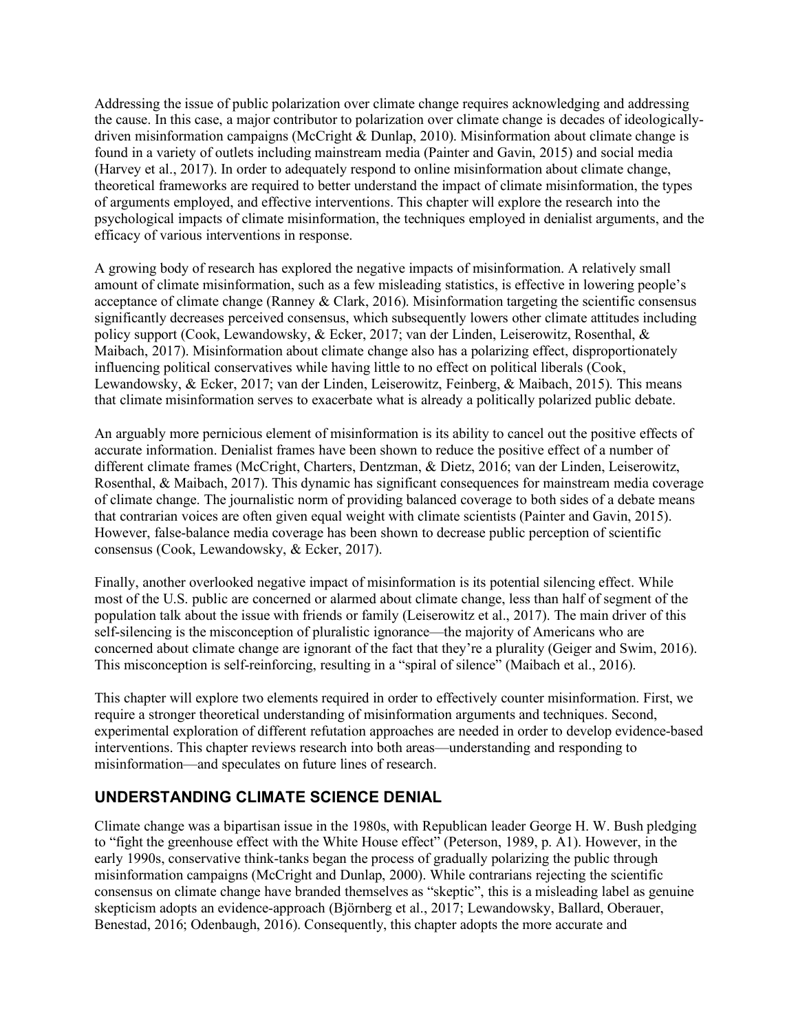Addressing the issue of public polarization over climate change requires acknowledging and addressing the cause. In this case, a major contributor to polarization over climate change is decades of ideologically-driven misinformation campaigns (McCright & Dunlap, 2010). Misinformation about climate change is found in a variety of outlets including mainstream media (Painter and Gavin, 2015) and social media (Harvey et al., 2017). In order to adequately respond to online misinformation about climate change, theoretical frameworks are required to better understand the impact of climate misinformation, the types of arguments employed, and effective interventions. This chapter will explore the research into the psychological impacts of climate misinformation, the techniques employed in denialist arguments, and the efficacy of various interventions in response.

A growing body of research has explored the negative impacts of misinformation. A relatively small amount of climate misinformation, such as a few misleading statistics, is effective in lowering people's acceptance of climate change (Ranney & Clark, 2016). Misinformation targeting the scientific consensus significantly decreases perceived consensus, which subsequently lowers other climate attitudes including policy support (Cook, Lewandowsky, & Ecker, 2017; van der Linden, Leiserowitz, Rosenthal, & Maibach, 2017). Misinformation about climate change also has a polarizing effect, disproportionately influencing political conservatives while having little to no effect on political liberals (Cook, Lewandowsky, & Ecker, 2017; van der Linden, Leiserowitz, Feinberg, & Maibach, 2015). This means that climate misinformation serves to exacerbate what is already a politically polarized public debate.

An arguably more pernicious element of misinformation is its ability to cancel out the positive effects of accurate information. Denialist frames have been shown to reduce the positive effect of a number of different climate frames (McCright, Charters, Dentzman, & Dietz, 2016; van der Linden, Leiserowitz, Rosenthal, & Maibach, 2017). This dynamic has significant consequences for mainstream media coverage of climate change. The journalistic norm of providing balanced coverage to both sides of a debate means that contrarian voices are often given equal weight with climate scientists (Painter and Gavin, 2015). However, false-balance media coverage has been shown to decrease public perception of scientific consensus (Cook, Lewandowsky, & Ecker, 2017).

Finally, another overlooked negative impact of misinformation is its potential silencing effect. While most of the U.S. public are concerned or alarmed about climate change, less than half of segment of the population talk about the issue with friends or family (Leiserowitz et al., 2017). The main driver of this self-silencing is the misconception of pluralistic ignorance—the majority of Americans who are concerned about climate change are ignorant of the fact that they're a plurality (Geiger and Swim, 2016). This misconception is self-reinforcing, resulting in a "spiral of silence" (Maibach et al., 2016).

This chapter will explore two elements required in order to effectively counter misinformation. First, we require a stronger theoretical understanding of misinformation arguments and techniques. Second, experimental exploration of different refutation approaches are needed in order to develop evidence-based interventions. This chapter reviews research into both areas—understanding and responding to misinformation—and speculates on future lines of research.

## UNDERSTANDING CLIMATE SCIENCE DENIAL

Climate change was a bipartisan issue in the 1980s, with Republican leader George H. W. Bush pledging to "fight the greenhouse effect with the White House effect" (Peterson, 1989, p. A1). However, in the early 1990s, conservative think-tanks began the process of gradually polarizing the public through misinformation campaigns (McCright and Dunlap, 2000). While contrarians rejecting the scientific consensus on climate change have branded themselves as "skeptic", this is a misleading label as genuine skepticism adopts an evidence-approach (Björnberg et al., 2017; Lewandowsky, Ballard, Oberauer, Benestad, 2016; Odenbaugh, 2016). Consequently, this chapter adopts the more accurate and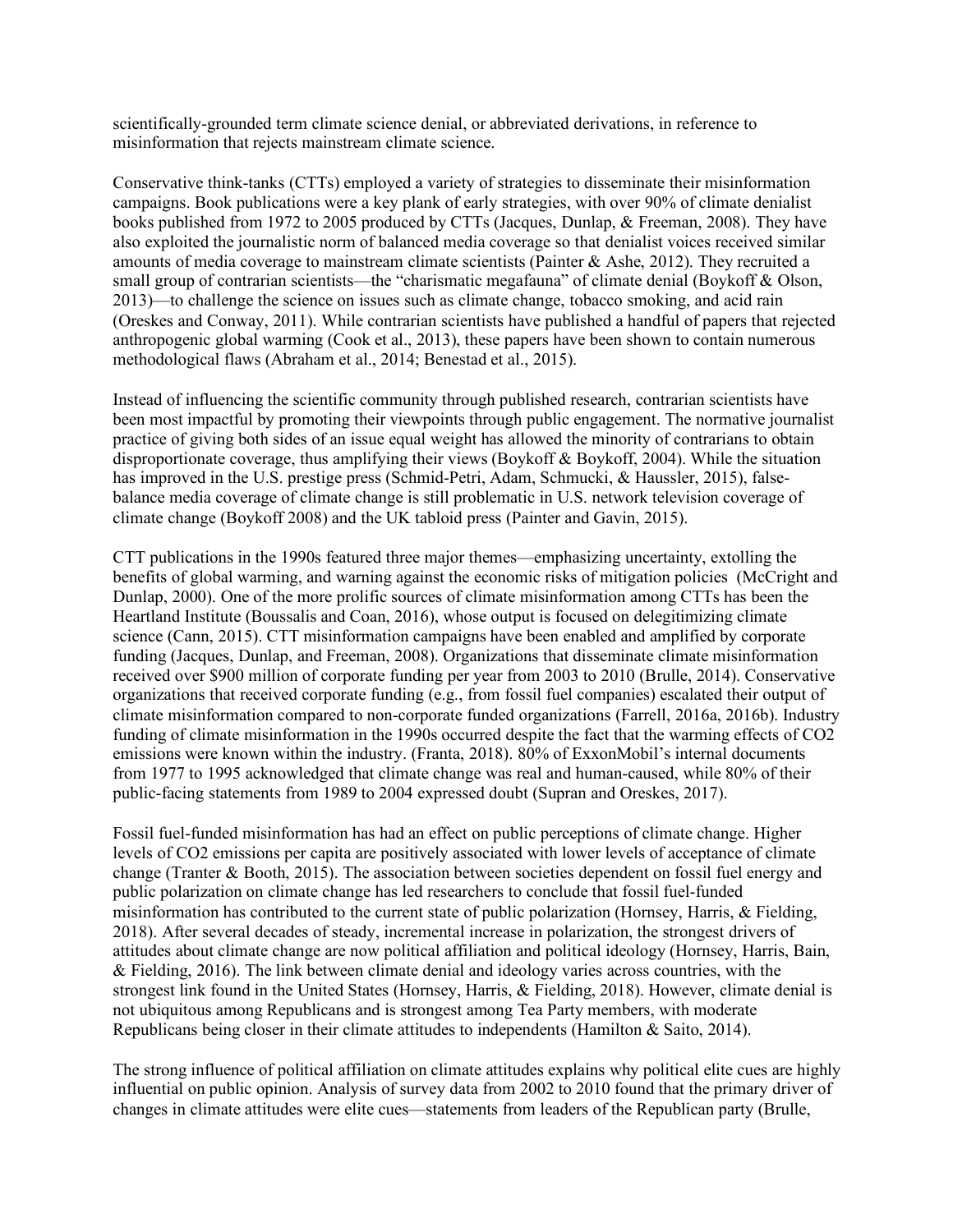scientifically-grounded term climate science denial, or abbreviated derivations, in reference to misinformation that rejects mainstream climate science.

Conservative think-tanks (CTTs) employed a variety of strategies to disseminate their misinformation campaigns. Book publications were a key plank of early strategies, with over 90% of climate denialist books published from 1972 to 2005 produced by CTTs (Jacques, Dunlap, & Freeman, 2008). They have also exploited the journalistic norm of balanced media coverage so that denialist voices received similar amounts of media coverage to mainstream climate scientists (Painter & Ashe, 2012). They recruited a small group of contrarian scientists—the "charismatic megafauna" of climate denial (Boykoff & Olson, 2013)—to challenge the science on issues such as climate change, tobacco smoking, and acid rain (Oreskes and Conway, 2011). While contrarian scientists have published a handful of papers that rejected anthropogenic global warming (Cook et al., 2013), these papers have been shown to contain numerous methodological flaws (Abraham et al., 2014; Benestad et al., 2015).

Instead of influencing the scientific community through published research, contrarian scientists have been most impactful by promoting their viewpoints through public engagement. The normative journalist practice of giving both sides of an issue equal weight has allowed the minority of contrarians to obtain disproportionate coverage, thus amplifying their views (Boykoff & Boykoff, 2004). While the situation has improved in the U.S. prestige press (Schmid-Petri, Adam, Schmucki, & Haussler, 2015), false-balance media coverage of climate change is still problematic in U.S. network television coverage of climate change (Boykoff 2008) and the UK tabloid press (Painter and Gavin, 2015).

CTT publications in the 1990s featured three major themes—emphasizing uncertainty, extolling the benefits of global warming, and warning against the economic risks of mitigation policies (McCright and Dunlap, 2000). One of the more prolific sources of climate misinformation among CTTs has been the Heartland Institute (Boussalis and Coan, 2016), whose output is focused on delegitimizing climate science (Cann, 2015). CTT misinformation campaigns have been enabled and amplified by corporate funding (Jacques, Dunlap, and Freeman, 2008). Organizations that disseminate climate misinformation received over $900 million of corporate funding per year from 2003 to 2010 (Brulle, 2014). Conservative organizations that received corporate funding (e.g., from fossil fuel companies) escalated their output of climate misinformation compared to non-corporate funded organizations (Farrell, 2016a, 2016b). Industry funding of climate misinformation in the 1990s occurred despite the fact that the warming effects of $CO_2$ emissions were known within the industry. (Franta, 2018). 80% of ExxonMobil's internal documents from 1977 to 1995 acknowledged that climate change was real and human-caused, while 80% of their public-facing statements from 1989 to 2004 expressed doubt (Supran and Oreskes, 2017).

Fossil fuel-funded misinformation has had an effect on public perceptions of climate change. Higher levels of $CO_2$ emissions per capita are positively associated with lower levels of acceptance of climate change (Tranter & Booth, 2015). The association between societies dependent on fossil fuel energy and public polarization on climate change has led researchers to conclude that fossil fuel-funded misinformation has contributed to the current state of public polarization (Hornsey, Harris, & Fielding, 2018). After several decades of steady, incremental increase in polarization, the strongest drivers of attitudes about climate change are now political affiliation and political ideology (Hornsey, Harris, Bain, & Fielding, 2016). The link between climate denial and ideology varies across countries, with the strongest link found in the United States (Hornsey, Harris, & Fielding, 2018). However, climate denial is not ubiquitous among Republicans and is strongest among Tea Party members, with moderate Republicans being closer in their climate attitudes to independents (Hamilton & Saito, 2014).

The strong influence of political affiliation on climate attitudes explains why political elite cues are highly influential on public opinion. Analysis of survey data from 2002 to 2010 found that the primary driver of changes in climate attitudes were elite cues—statements from leaders of the Republican party (Brulle,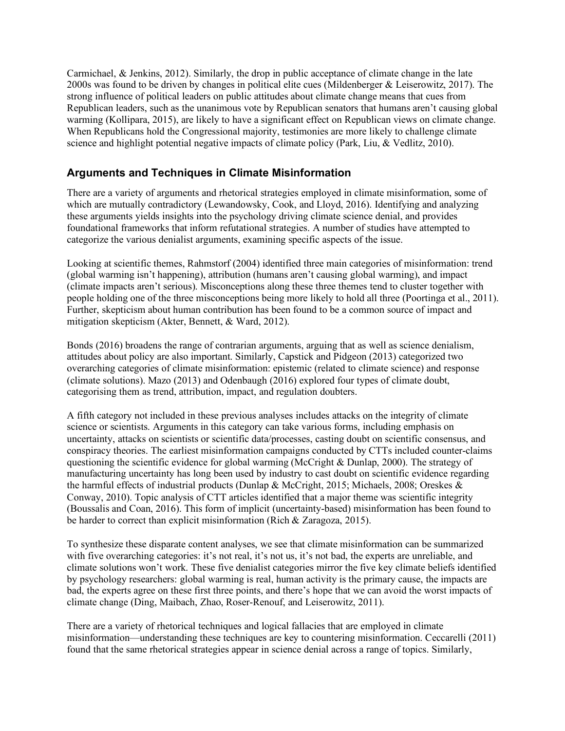Carmichael, & Jenkins, 2012). Similarly, the drop in public acceptance of climate change in the late 2000s was found to be driven by changes in political elite cues (Mildenberger & Leiserowitz, 2017). The strong influence of political leaders on public attitudes about climate change means that cues from Republican leaders, such as the unanimous vote by Republican senators that humans aren't causing global warming (Kollipara, 2015), are likely to have a significant effect on Republican views on climate change. When Republicans hold the Congressional majority, testimonies are more likely to challenge climate science and highlight potential negative impacts of climate policy (Park, Liu, & Vedlitz, 2010).

## Arguments and Techniques in Climate Misinformation

There are a variety of arguments and rhetorical strategies employed in climate misinformation, some of which are mutually contradictory (Lewandowsky, Cook, and Lloyd, 2016). Identifying and analyzing these arguments yields insights into the psychology driving climate science denial, and provides foundational frameworks that inform refutational strategies. A number of studies have attempted to categorize the various denialist arguments, examining specific aspects of the issue.

Looking at scientific themes, Rahmstorf (2004) identified three main categories of misinformation: trend (global warming isn't happening), attribution (humans aren't causing global warming), and impact (climate impacts aren't serious). Misconceptions along these three themes tend to cluster together with people holding one of the three misconceptions being more likely to hold all three (Poortinga et al., 2011). Further, skepticism about human contribution has been found to be a common source of impact and mitigation skepticism (Akter, Bennett, & Ward, 2012).

Bonds (2016) broadens the range of contrarian arguments, arguing that as well as science denialism, attitudes about policy are also important. Similarly, Capstick and Pidgeon (2013) categorized two overarching categories of climate misinformation: epistemic (related to climate science) and response (climate solutions). Mazo (2013) and Odenbaugh (2016) explored four types of climate doubt, categorising them as trend, attribution, impact, and regulation doubters.

A fifth category not included in these previous analyses includes attacks on the integrity of climate science or scientists. Arguments in this category can take various forms, including emphasis on uncertainty, attacks on scientists or scientific data/processes, casting doubt on scientific consensus, and conspiracy theories. The earliest misinformation campaigns conducted by CTTs included counter-claims questioning the scientific evidence for global warming (McCright & Dunlap, 2000). The strategy of manufacturing uncertainty has long been used by industry to cast doubt on scientific evidence regarding the harmful effects of industrial products (Dunlap & McCright, 2015; Michaels, 2008; Oreskes & Conway, 2010). Topic analysis of CTT articles identified that a major theme was scientific integrity (Boussalis and Coan, 2016). This form of implicit (uncertainty-based) misinformation has been found to be harder to correct than explicit misinformation (Rich & Zaragoza, 2015).

To synthesize these disparate content analyses, we see that climate misinformation can be summarized with five overarching categories: it's not real, it's not us, it's not bad, the experts are unreliable, and climate solutions won't work. These five denialist categories mirror the five key climate beliefs identified by psychology researchers: global warming is real, human activity is the primary cause, the impacts are bad, the experts agree on these first three points, and there's hope that we can avoid the worst impacts of climate change (Ding, Maibach, Zhao, Roser-Renouf, and Leiserowitz, 2011).

There are a variety of rhetorical techniques and logical fallacies that are employed in climate misinformation—understanding these techniques are key to countering misinformation. Ceccarelli (2011) found that the same rhetorical strategies appear in science denial across a range of topics. Similarly,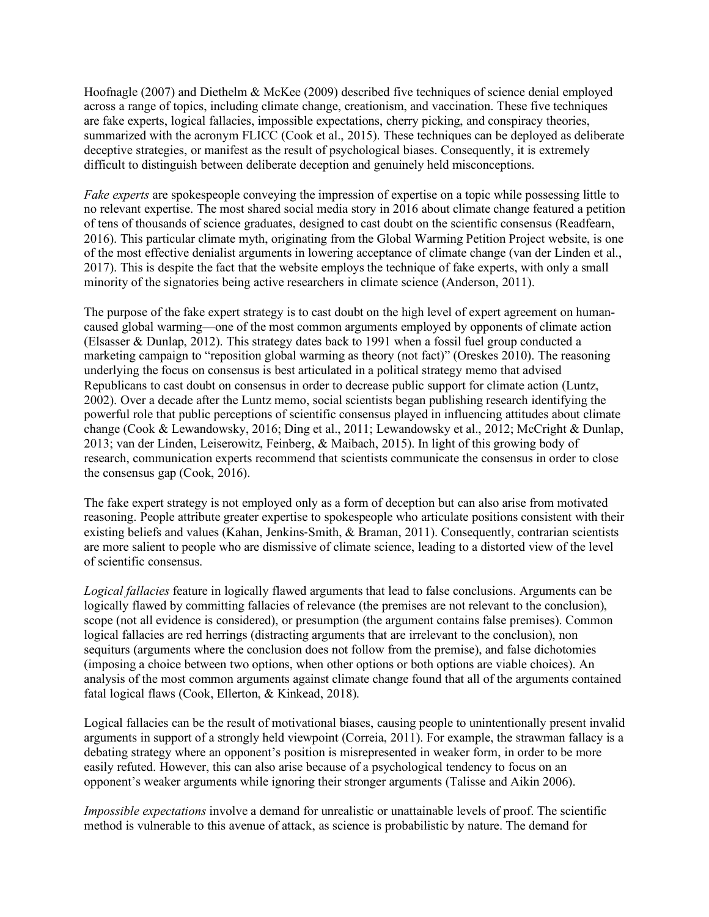Hoofnagle (2007) and Diethelm & McKee (2009) described five techniques of science denial employed across a range of topics, including climate change, creationism, and vaccination. These five techniques are fake experts, logical fallacies, impossible expectations, cherry picking, and conspiracy theories, summarized with the acronym FLICC (Cook et al., 2015). These techniques can be deployed as deliberate deceptive strategies, or manifest as the result of psychological biases. Consequently, it is extremely difficult to distinguish between deliberate deception and genuinely held misconceptions.

*Fake experts* are spokespeople conveying the impression of expertise on a topic while possessing little to no relevant expertise. The most shared social media story in 2016 about climate change featured a petition of tens of thousands of science graduates, designed to cast doubt on the scientific consensus (Readfearn, 2016). This particular climate myth, originating from the Global Warming Petition Project website, is one of the most effective denialist arguments in lowering acceptance of climate change (van der Linden et al., 2017). This is despite the fact that the website employs the technique of fake experts, with only a small minority of the signatories being active researchers in climate science (Anderson, 2011).

The purpose of the fake expert strategy is to cast doubt on the high level of expert agreement on human-caused global warming—one of the most common arguments employed by opponents of climate action (Elsasser & Dunlap, 2012). This strategy dates back to 1991 when a fossil fuel group conducted a marketing campaign to "reposition global warming as theory (not fact)" (Oreskes 2010). The reasoning underlying the focus on consensus is best articulated in a political strategy memo that advised Republicans to cast doubt on consensus in order to decrease public support for climate action (Luntz, 2002). Over a decade after the Luntz memo, social scientists began publishing research identifying the powerful role that public perceptions of scientific consensus played in influencing attitudes about climate change (Cook & Lewandowsky, 2016; Ding et al., 2011; Lewandowsky et al., 2012; McCright & Dunlap, 2013; van der Linden, Leiserowitz, Feinberg, & Maibach, 2015). In light of this growing body of research, communication experts recommend that scientists communicate the consensus in order to close the consensus gap (Cook, 2016).

The fake expert strategy is not employed only as a form of deception but can also arise from motivated reasoning. People attribute greater expertise to spokespeople who articulate positions consistent with their existing beliefs and values (Kahan, Jenkins-Smith, & Braman, 2011). Consequently, contrarian scientists are more salient to people who are dismissive of climate science, leading to a distorted view of the level of scientific consensus.

*Logical fallacies* feature in logically flawed arguments that lead to false conclusions. Arguments can be logically flawed by committing fallacies of relevance (the premises are not relevant to the conclusion), scope (not all evidence is considered), or presumption (the argument contains false premises). Common logical fallacies are red herrings (distracting arguments that are irrelevant to the conclusion), non sequiturs (arguments where the conclusion does not follow from the premise), and false dichotomies (imposing a choice between two options, when other options or both options are viable choices). An analysis of the most common arguments against climate change found that all of the arguments contained fatal logical flaws (Cook, Ellerton, & Kinkead, 2018).

Logical fallacies can be the result of motivational biases, causing people to unintentionally present invalid arguments in support of a strongly held viewpoint (Correia, 2011). For example, the strawman fallacy is a debating strategy where an opponent's position is misrepresented in weaker form, in order to be more easily refuted. However, this can also arise because of a psychological tendency to focus on an opponent's weaker arguments while ignoring their stronger arguments (Talisse and Aikin 2006).

*Impossible expectations* involve a demand for unrealistic or unattainable levels of proof. The scientific method is vulnerable to this avenue of attack, as science is probabilistic by nature. The demand for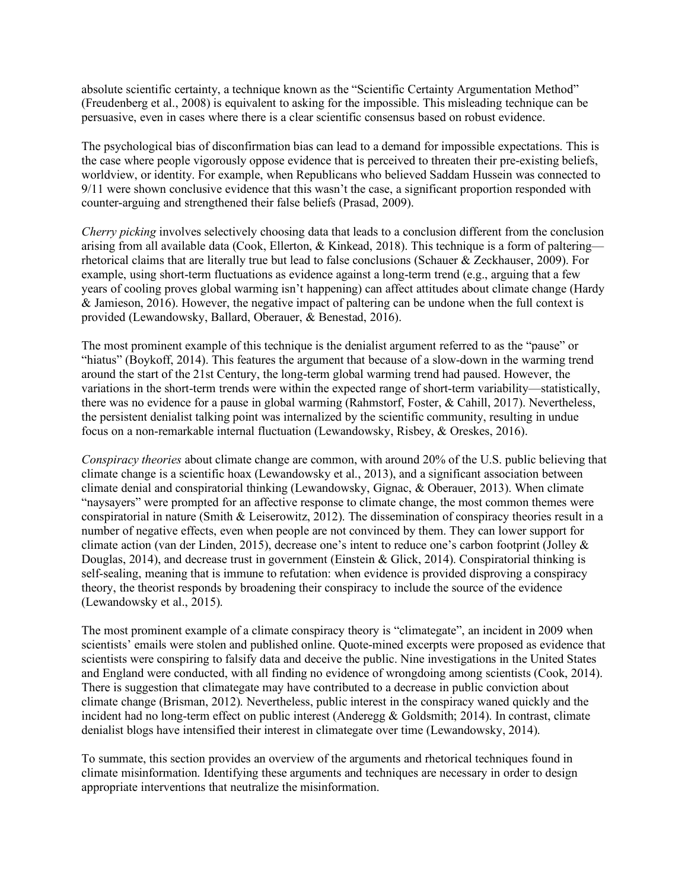absolute scientific certainty, a technique known as the "Scientific Certainty Argumentation Method" (Freudenberg et al., 2008) is equivalent to asking for the impossible. This misleading technique can be persuasive, even in cases where there is a clear scientific consensus based on robust evidence.

The psychological bias of disconfirmation bias can lead to a demand for impossible expectations. This is the case where people vigorously oppose evidence that is perceived to threaten their pre-existing beliefs, worldview, or identity. For example, when Republicans who believed Saddam Hussein was connected to 9/11 were shown conclusive evidence that this wasn't the case, a significant proportion responded with counter-arguing and strengthened their false beliefs (Prasad, 2009).

*Cherry picking* involves selectively choosing data that leads to a conclusion different from the conclusion arising from all available data (Cook, Ellerton, & Kinkead, 2018). This technique is a form of paltering—rhetorical claims that are literally true but lead to false conclusions (Schauer & Zeckhauser, 2009). For example, using short-term fluctuations as evidence against a long-term trend (e.g., arguing that a few years of cooling proves global warming isn't happening) can affect attitudes about climate change (Hardy & Jamieson, 2016). However, the negative impact of paltering can be undone when the full context is provided (Lewandowsky, Ballard, Oberauer, & Benestad, 2016).

The most prominent example of this technique is the denialist argument referred to as the "pause" or "hiatus" (Boykoff, 2014). This features the argument that because of a slow-down in the warming trend around the start of the 21st Century, the long-term global warming trend had paused. However, the variations in the short-term trends were within the expected range of short-term variability—statistically, there was no evidence for a pause in global warming (Rahmstorf, Foster, & Cahill, 2017). Nevertheless, the persistent denialist talking point was internalized by the scientific community, resulting in undue focus on a non-remarkable internal fluctuation (Lewandowsky, Risbey, & Oreskes, 2016).

*Conspiracy theories* about climate change are common, with around 20% of the U.S. public believing that climate change is a scientific hoax (Lewandowsky et al., 2013), and a significant association between climate denial and conspiratorial thinking (Lewandowsky, Gignac, & Oberauer, 2013). When climate "naysayers" were prompted for an affective response to climate change, the most common themes were conspiratorial in nature (Smith & Leiserowitz, 2012). The dissemination of conspiracy theories result in a number of negative effects, even when people are not convinced by them. They can lower support for climate action (van der Linden, 2015), decrease one's intent to reduce one's carbon footprint (Jolley & Douglas, 2014), and decrease trust in government (Einstein & Glick, 2014). Conspiratorial thinking is self-sealing, meaning that is immune to refutation: when evidence is provided disproving a conspiracy theory, the theorist responds by broadening their conspiracy to include the source of the evidence (Lewandowsky et al., 2015).

The most prominent example of a climate conspiracy theory is "climategate", an incident in 2009 when scientists' emails were stolen and published online. Quote-mined excerpts were proposed as evidence that scientists were conspiring to falsify data and deceive the public. Nine investigations in the United States and England were conducted, with all finding no evidence of wrongdoing among scientists (Cook, 2014). There is suggestion that climategate may have contributed to a decrease in public conviction about climate change (Brisman, 2012). Nevertheless, public interest in the conspiracy waned quickly and the incident had no long-term effect on public interest (Anderegg & Goldsmith; 2014). In contrast, climate denialist blogs have intensified their interest in climategate over time (Lewandowsky, 2014).

To summate, this section provides an overview of the arguments and rhetorical techniques found in climate misinformation. Identifying these arguments and techniques are necessary in order to design appropriate interventions that neutralize the misinformation.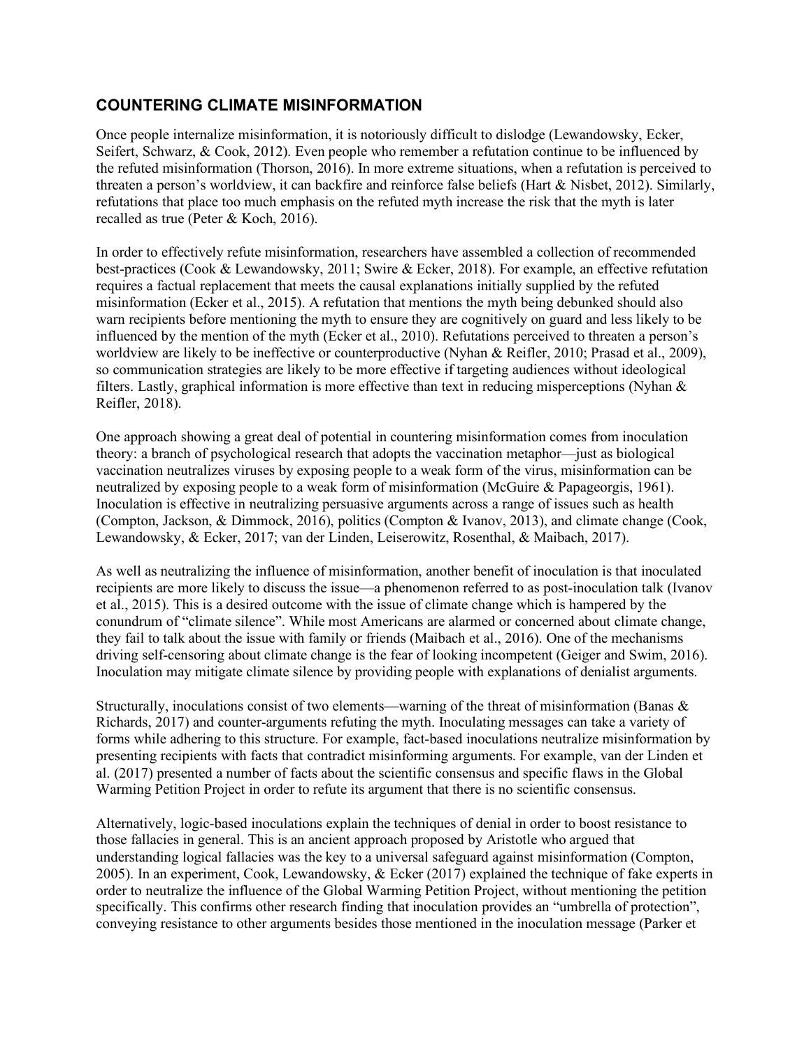## COUNTERING CLIMATE MISINFORMATION

Once people internalize misinformation, it is notoriously difficult to dislodge (Lewandowsky, Ecker, Seifert, Schwarz, & Cook, 2012). Even people who remember a refutation continue to be influenced by the refuted misinformation (Thorson, 2016). In more extreme situations, when a refutation is perceived to threaten a person's worldview, it can backfire and reinforce false beliefs (Hart & Nisbet, 2012). Similarly, refutations that place too much emphasis on the refuted myth increase the risk that the myth is later recalled as true (Peter & Koch, 2016).

In order to effectively refute misinformation, researchers have assembled a collection of recommended best-practices (Cook & Lewandowsky, 2011; Swire & Ecker, 2018). For example, an effective refutation requires a factual replacement that meets the causal explanations initially supplied by the refuted misinformation (Ecker et al., 2015). A refutation that mentions the myth being debunked should also warn recipients before mentioning the myth to ensure they are cognitively on guard and less likely to be influenced by the mention of the myth (Ecker et al., 2010). Refutations perceived to threaten a person's worldview are likely to be ineffective or counterproductive (Nyhan & Reifler, 2010; Prasad et al., 2009), so communication strategies are likely to be more effective if targeting audiences without ideological filters. Lastly, graphical information is more effective than text in reducing misperceptions (Nyhan & Reifler, 2018).

One approach showing a great deal of potential in countering misinformation comes from inoculation theory: a branch of psychological research that adopts the vaccination metaphor—just as biological vaccination neutralizes viruses by exposing people to a weak form of the virus, misinformation can be neutralized by exposing people to a weak form of misinformation (McGuire & Papageorgis, 1961). Inoculation is effective in neutralizing persuasive arguments across a range of issues such as health (Compton, Jackson, & Dimmock, 2016), politics (Compton & Ivanov, 2013), and climate change (Cook, Lewandowsky, & Ecker, 2017; van der Linden, Leiserowitz, Rosenthal, & Maibach, 2017).

As well as neutralizing the influence of misinformation, another benefit of inoculation is that inoculated recipients are more likely to discuss the issue—a phenomenon referred to as post-inoculation talk (Ivanov et al., 2015). This is a desired outcome with the issue of climate change which is hampered by the conundrum of "climate silence". While most Americans are alarmed or concerned about climate change, they fail to talk about the issue with family or friends (Maibach et al., 2016). One of the mechanisms driving self-censoring about climate change is the fear of looking incompetent (Geiger and Swim, 2016). Inoculation may mitigate climate silence by providing people with explanations of denialist arguments.

Structurally, inoculations consist of two elements—warning of the threat of misinformation (Banas & Richards, 2017) and counter-arguments refuting the myth. Inoculating messages can take a variety of forms while adhering to this structure. For example, fact-based inoculations neutralize misinformation by presenting recipients with facts that contradict misinforming arguments. For example, van der Linden et al. (2017) presented a number of facts about the scientific consensus and specific flaws in the Global Warming Petition Project in order to refute its argument that there is no scientific consensus.

Alternatively, logic-based inoculations explain the techniques of denial in order to boost resistance to those fallacies in general. This is an ancient approach proposed by Aristotle who argued that understanding logical fallacies was the key to a universal safeguard against misinformation (Compton, 2005). In an experiment, Cook, Lewandowsky, & Ecker (2017) explained the technique of fake experts in order to neutralize the influence of the Global Warming Petition Project, without mentioning the petition specifically. This confirms other research finding that inoculation provides an "umbrella of protection", conveying resistance to other arguments besides those mentioned in the inoculation message (Parker et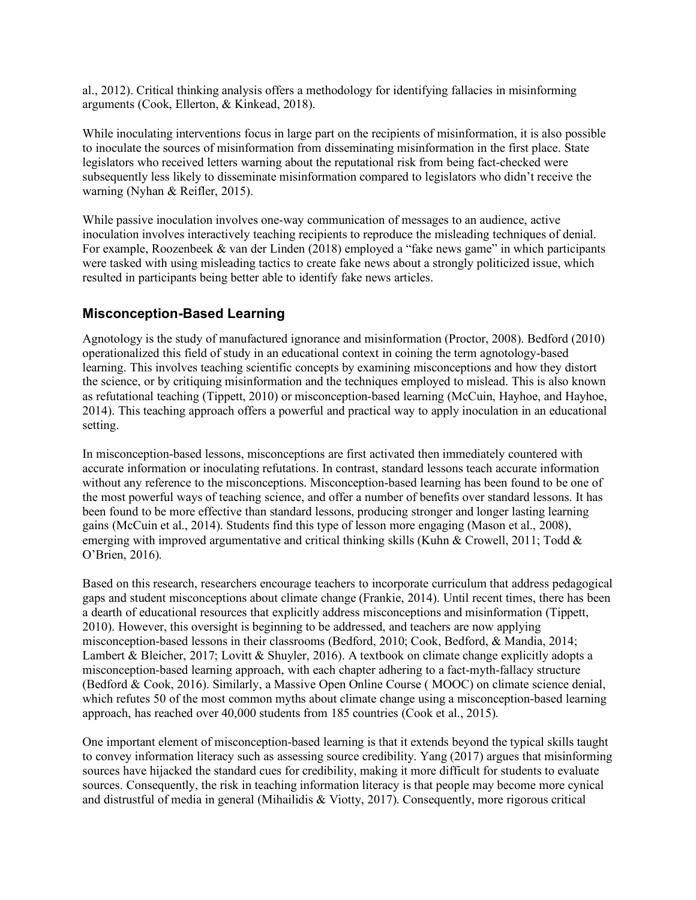al., 2012). Critical thinking analysis offers a methodology for identifying fallacies in misinforming arguments (Cook, Ellerton, & Kinkead, 2018).

While inoculating interventions focus in large part on the recipients of misinformation, it is also possible to inoculate the sources of misinformation from disseminating misinformation in the first place. State legislators who received letters warning about the reputational risk from being fact-checked were subsequently less likely to disseminate misinformation compared to legislators who didn't receive the warning (Nyhan & Reifler, 2015).

While passive inoculation involves one-way communication of messages to an audience, active inoculation involves interactively teaching recipients to reproduce the misleading techniques of denial. For example, Roozenbeek & van der Linden (2018) employed a "fake news game" in which participants were tasked with using misleading tactics to create fake news about a strongly politicized issue, which resulted in participants being better able to identify fake news articles.

## Misconception-Based Learning

Agnotology is the study of manufactured ignorance and misinformation (Proctor, 2008). Bedford (2010) operationalized this field of study in an educational context in coining the term agnotology-based learning. This involves teaching scientific concepts by examining misconceptions and how they distort the science, or by critiquing misinformation and the techniques employed to mislead. This is also known as refutational teaching (Tippett, 2010) or misconception-based learning (McCuin, Hayhoe, and Hayhoe, 2014). This teaching approach offers a powerful and practical way to apply inoculation in an educational setting.

In misconception-based lessons, misconceptions are first activated then immediately countered with accurate information or inoculating refutations. In contrast, standard lessons teach accurate information without any reference to the misconceptions. Misconception-based learning has been found to be one of the most powerful ways of teaching science, and offer a number of benefits over standard lessons. It has been found to be more effective than standard lessons, producing stronger and longer lasting learning gains (McCuin et al., 2014). Students find this type of lesson more engaging (Mason et al., 2008), emerging with improved argumentative and critical thinking skills (Kuhn & Crowell, 2011; Todd & O'Brien, 2016).

Based on this research, researchers encourage teachers to incorporate curriculum that address pedagogical gaps and student misconceptions about climate change (Frankie, 2014). Until recent times, there has been a dearth of educational resources that explicitly address misconceptions and misinformation (Tippett, 2010). However, this oversight is beginning to be addressed, and teachers are now applying misconception-based lessons in their classrooms (Bedford, 2010; Cook, Bedford, & Mandia, 2014; Lambert & Bleicher, 2017; Lovitt & Shuyler, 2016). A textbook on climate change explicitly adopts a misconception-based learning approach, with each chapter adhering to a fact-myth-fallacy structure (Bedford & Cook, 2016). Similarly, a Massive Open Online Course ( MOOC) on climate science denial, which refutes 50 of the most common myths about climate change using a misconception-based learning approach, has reached over 40,000 students from 185 countries (Cook et al., 2015).

One important element of misconception-based learning is that it extends beyond the typical skills taught to convey information literacy such as assessing source credibility. Yang (2017) argues that misinforming sources have hijacked the standard cues for credibility, making it more difficult for students to evaluate sources. Consequently, the risk in teaching information literacy is that people may become more cynical and distrustful of media in general (Mihailidis & Viotty, 2017). Consequently, more rigorous critical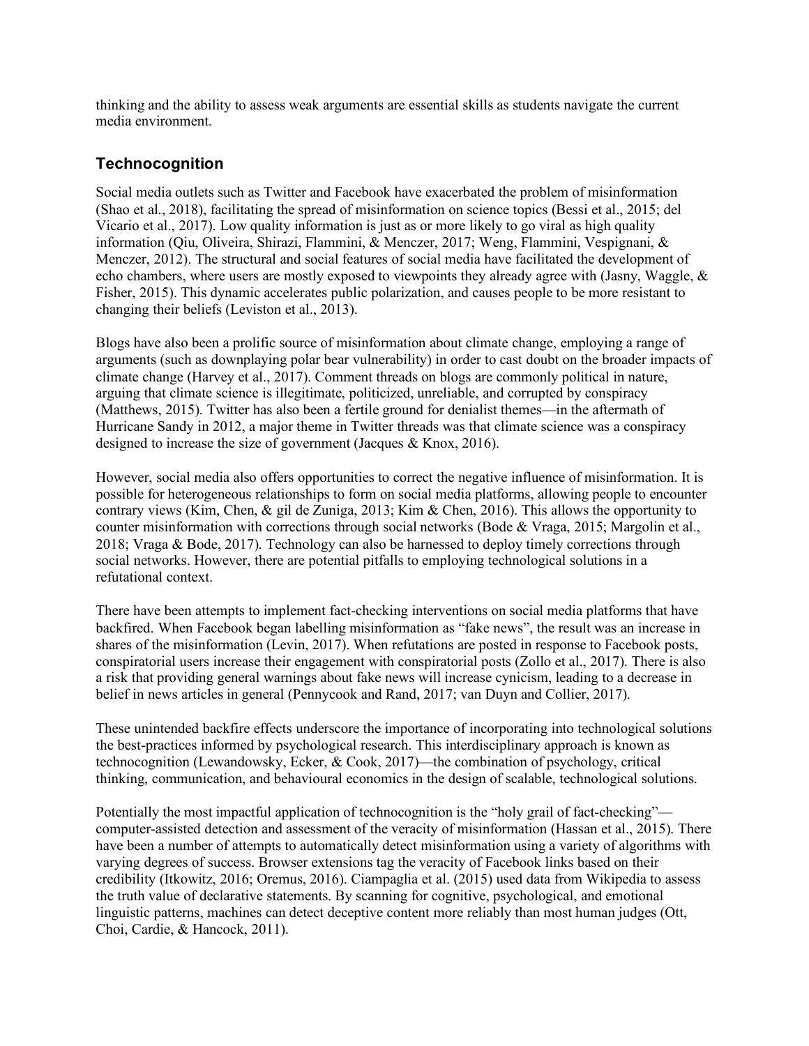thinking and the ability to assess weak arguments are essential skills as students navigate the current media environment.

## Technocognition

Social media outlets such as Twitter and Facebook have exacerbated the problem of misinformation (Shao et al., 2018), facilitating the spread of misinformation on science topics (Bessi et al., 2015; del Vicario et al., 2017). Low quality information is just as or more likely to go viral as high quality information (Qiu, Oliveira, Shirazi, Flammini, & Menczer, 2017; Weng, Flammini, Vespignani, & Menczer, 2012). The structural and social features of social media have facilitated the development of echo chambers, where users are mostly exposed to viewpoints they already agree with (Jasny, Waggle, & Fisher, 2015). This dynamic accelerates public polarization, and causes people to be more resistant to changing their beliefs (Leviston et al., 2013).

Blogs have also been a prolific source of misinformation about climate change, employing a range of arguments (such as downplaying polar bear vulnerability) in order to cast doubt on the broader impacts of climate change (Harvey et al., 2017). Comment threads on blogs are commonly political in nature, arguing that climate science is illegitimate, politicized, unreliable, and corrupted by conspiracy (Matthews, 2015). Twitter has also been a fertile ground for denialist themes—in the aftermath of Hurricane Sandy in 2012, a major theme in Twitter threads was that climate science was a conspiracy designed to increase the size of government (Jacques & Knox, 2016).

However, social media also offers opportunities to correct the negative influence of misinformation. It is possible for heterogeneous relationships to form on social media platforms, allowing people to encounter contrary views (Kim, Chen, & gil de Zuniga, 2013; Kim & Chen, 2016). This allows the opportunity to counter misinformation with corrections through social networks (Bode & Vraga, 2015; Margolin et al., 2018; Vraga & Bode, 2017). Technology can also be harnessed to deploy timely corrections through social networks. However, there are potential pitfalls to employing technological solutions in a refutational context.

There have been attempts to implement fact-checking interventions on social media platforms that have backfired. When Facebook began labelling misinformation as "fake news", the result was an increase in shares of the misinformation (Levin, 2017). When refutations are posted in response to Facebook posts, conspiratorial users increase their engagement with conspiratorial posts (Zollo et al., 2017). There is also a risk that providing general warnings about fake news will increase cynicism, leading to a decrease in belief in news articles in general (Pennycook and Rand, 2017; van Duyn and Collier, 2017).

These unintended backfire effects underscore the importance of incorporating into technological solutions the best-practices informed by psychological research. This interdisciplinary approach is known as technocognition (Lewandowsky, Ecker, & Cook, 2017)—the combination of psychology, critical thinking, communication, and behavioural economics in the design of scalable, technological solutions.

Potentially the most impactful application of technocognition is the "holy grail of fact-checking"—computer-assisted detection and assessment of the veracity of misinformation (Hassan et al., 2015). There have been a number of attempts to automatically detect misinformation using a variety of algorithms with varying degrees of success. Browser extensions tag the veracity of Facebook links based on their credibility (Itkowitz, 2016; Oremus, 2016). Ciampaglia et al. (2015) used data from Wikipedia to assess the truth value of declarative statements. By scanning for cognitive, psychological, and emotional linguistic patterns, machines can detect deceptive content more reliably than most human judges (Ott, Choi, Cardie, & Hancock, 2011).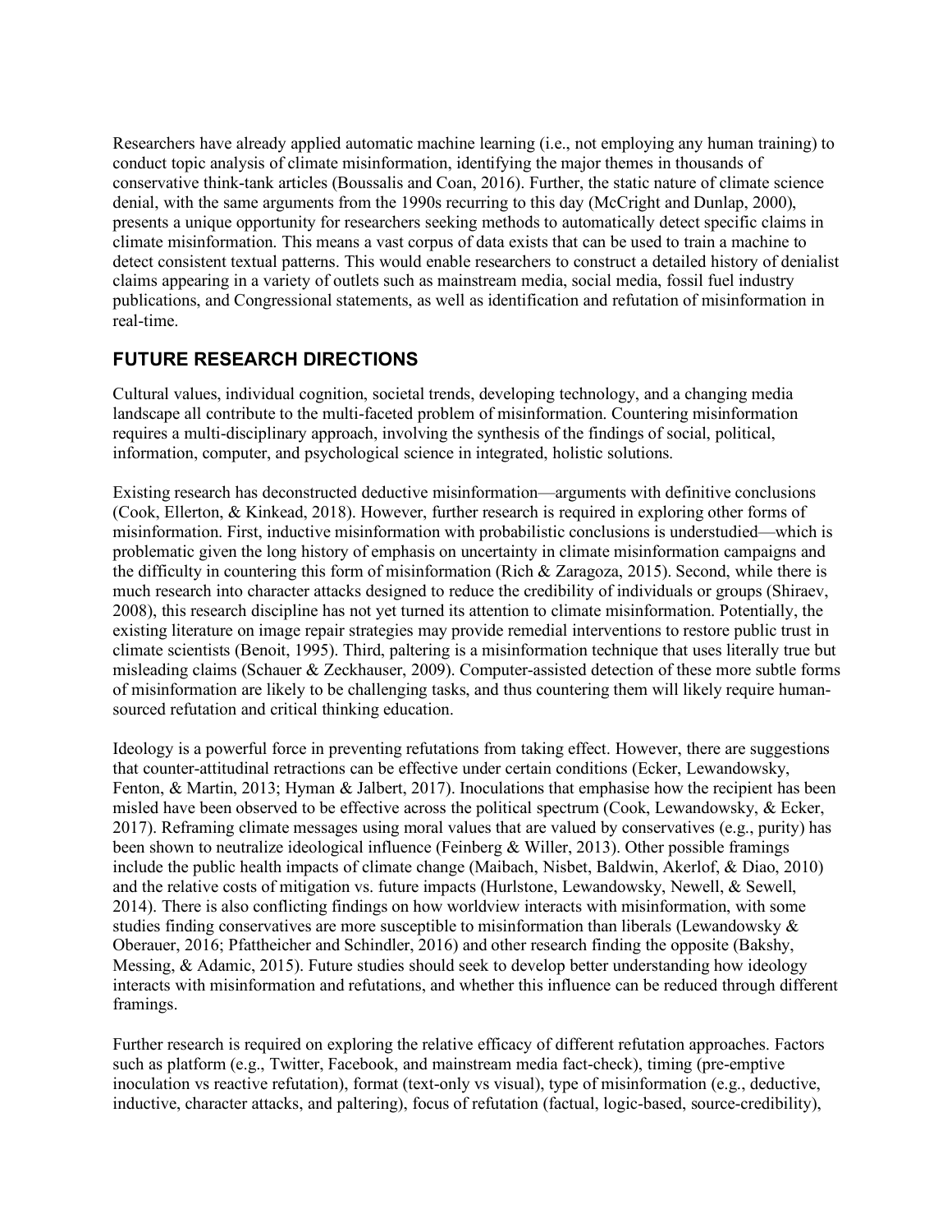Researchers have already applied automatic machine learning (i.e., not employing any human training) to conduct topic analysis of climate misinformation, identifying the major themes in thousands of conservative think-tank articles (Boussalis and Coan, 2016). Further, the static nature of climate science denial, with the same arguments from the 1990s recurring to this day (McCright and Dunlap, 2000), presents a unique opportunity for researchers seeking methods to automatically detect specific claims in climate misinformation. This means a vast corpus of data exists that can be used to train a machine to detect consistent textual patterns. This would enable researchers to construct a detailed history of denialist claims appearing in a variety of outlets such as mainstream media, social media, fossil fuel industry publications, and Congressional statements, as well as identification and refutation of misinformation in real-time.

## FUTURE RESEARCH DIRECTIONS

Cultural values, individual cognition, societal trends, developing technology, and a changing media landscape all contribute to the multi-faceted problem of misinformation. Countering misinformation requires a multi-disciplinary approach, involving the synthesis of the findings of social, political, information, computer, and psychological science in integrated, holistic solutions.

Existing research has deconstructed deductive misinformation—arguments with definitive conclusions (Cook, Ellerton, & Kinkead, 2018). However, further research is required in exploring other forms of misinformation. First, inductive misinformation with probabilistic conclusions is understudied—which is problematic given the long history of emphasis on uncertainty in climate misinformation campaigns and the difficulty in countering this form of misinformation (Rich & Zaragoza, 2015). Second, while there is much research into character attacks designed to reduce the credibility of individuals or groups (Shiraev, 2008), this research discipline has not yet turned its attention to climate misinformation. Potentially, the existing literature on image repair strategies may provide remedial interventions to restore public trust in climate scientists (Benoit, 1995). Third, paltering is a misinformation technique that uses literally true but misleading claims (Schauer & Zeckhauser, 2009). Computer-assisted detection of these more subtle forms of misinformation are likely to be challenging tasks, and thus countering them will likely require human-sourced refutation and critical thinking education.

Ideology is a powerful force in preventing refutations from taking effect. However, there are suggestions that counter-attitudinal retractions can be effective under certain conditions (Ecker, Lewandowsky, Fenton, & Martin, 2013; Hyman & Jalbert, 2017). Inoculations that emphasise how the recipient has been misled have been observed to be effective across the political spectrum (Cook, Lewandowsky, & Ecker, 2017). Reframing climate messages using moral values that are valued by conservatives (e.g., purity) has been shown to neutralize ideological influence (Feinberg & Willer, 2013). Other possible framings include the public health impacts of climate change (Maibach, Nisbet, Baldwin, Akerlof, & Diao, 2010) and the relative costs of mitigation vs. future impacts (Hurlstone, Lewandowsky, Newell, & Sewell, 2014). There is also conflicting findings on how worldview interacts with misinformation, with some studies finding conservatives are more susceptible to misinformation than liberals (Lewandowsky & Oberauer, 2016; Pfattheicher and Schindler, 2016) and other research finding the opposite (Bakshy, Messing, & Adamic, 2015). Future studies should seek to develop better understanding how ideology interacts with misinformation and refutations, and whether this influence can be reduced through different framings.

Further research is required on exploring the relative efficacy of different refutation approaches. Factors such as platform (e.g., Twitter, Facebook, and mainstream media fact-check), timing (pre-emptive inoculation vs reactive refutation), format (text-only vs visual), type of misinformation (e.g., deductive, inductive, character attacks, and paltering), focus of refutation (factual, logic-based, source-credibility),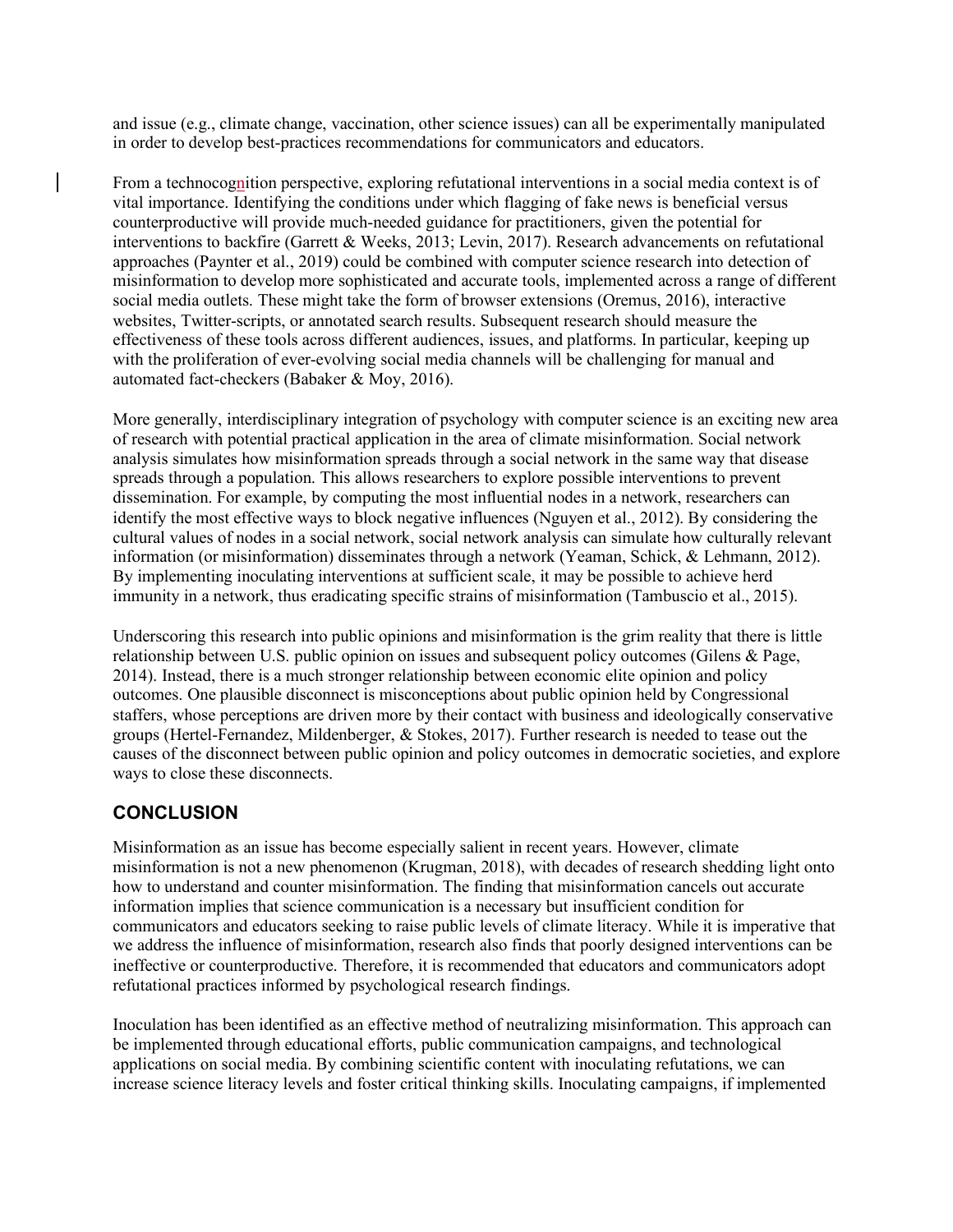and issue (e.g., climate change, vaccination, other science issues) can all be experimentally manipulated in order to develop best-practices recommendations for communicators and educators.

From a technocognition perspective, exploring refutational interventions in a social media context is of vital importance. Identifying the conditions under which flagging of fake news is beneficial versus counterproductive will provide much-needed guidance for practitioners, given the potential for interventions to backfire (Garrett & Weeks, 2013; Levin, 2017). Research advancements on refutational approaches (Paynter et al., 2019) could be combined with computer science research into detection of misinformation to develop more sophisticated and accurate tools, implemented across a range of different social media outlets. These might take the form of browser extensions (Oremus, 2016), interactive websites, Twitter-scripts, or annotated search results. Subsequent research should measure the effectiveness of these tools across different audiences, issues, and platforms. In particular, keeping up with the proliferation of ever-evolving social media channels will be challenging for manual and automated fact-checkers (Babaker & Moy, 2016).

More generally, interdisciplinary integration of psychology with computer science is an exciting new area of research with potential practical application in the area of climate misinformation. Social network analysis simulates how misinformation spreads through a social network in the same way that disease spreads through a population. This allows researchers to explore possible interventions to prevent dissemination. For example, by computing the most influential nodes in a network, researchers can identify the most effective ways to block negative influences (Nguyen et al., 2012). By considering the cultural values of nodes in a social network, social network analysis can simulate how culturally relevant information (or misinformation) disseminates through a network (Yeaman, Schick, & Lehmann, 2012). By implementing inoculating interventions at sufficient scale, it may be possible to achieve herd immunity in a network, thus eradicating specific strains of misinformation (Tambuscio et al., 2015).

Underscoring this research into public opinions and misinformation is the grim reality that there is little relationship between U.S. public opinion on issues and subsequent policy outcomes (Gilens & Page, 2014). Instead, there is a much stronger relationship between economic elite opinion and policy outcomes. One plausible disconnect is misconceptions about public opinion held by Congressional staffers, whose perceptions are driven more by their contact with business and ideologically conservative groups (Hertel-Fernandez, Mildenberger, & Stokes, 2017). Further research is needed to tease out the causes of the disconnect between public opinion and policy outcomes in democratic societies, and explore ways to close these disconnects.

## CONCLUSION

Misinformation as an issue has become especially salient in recent years. However, climate misinformation is not a new phenomenon (Krugman, 2018), with decades of research shedding light onto how to understand and counter misinformation. The finding that misinformation cancels out accurate information implies that science communication is a necessary but insufficient condition for communicators and educators seeking to raise public levels of climate literacy. While it is imperative that we address the influence of misinformation, research also finds that poorly designed interventions can be ineffective or counterproductive. Therefore, it is recommended that educators and communicators adopt refutational practices informed by psychological research findings.

Inoculation has been identified as an effective method of neutralizing misinformation. This approach can be implemented through educational efforts, public communication campaigns, and technological applications on social media. By combining scientific content with inoculating refutations, we can increase science literacy levels and foster critical thinking skills. Inoculating campaigns, if implemented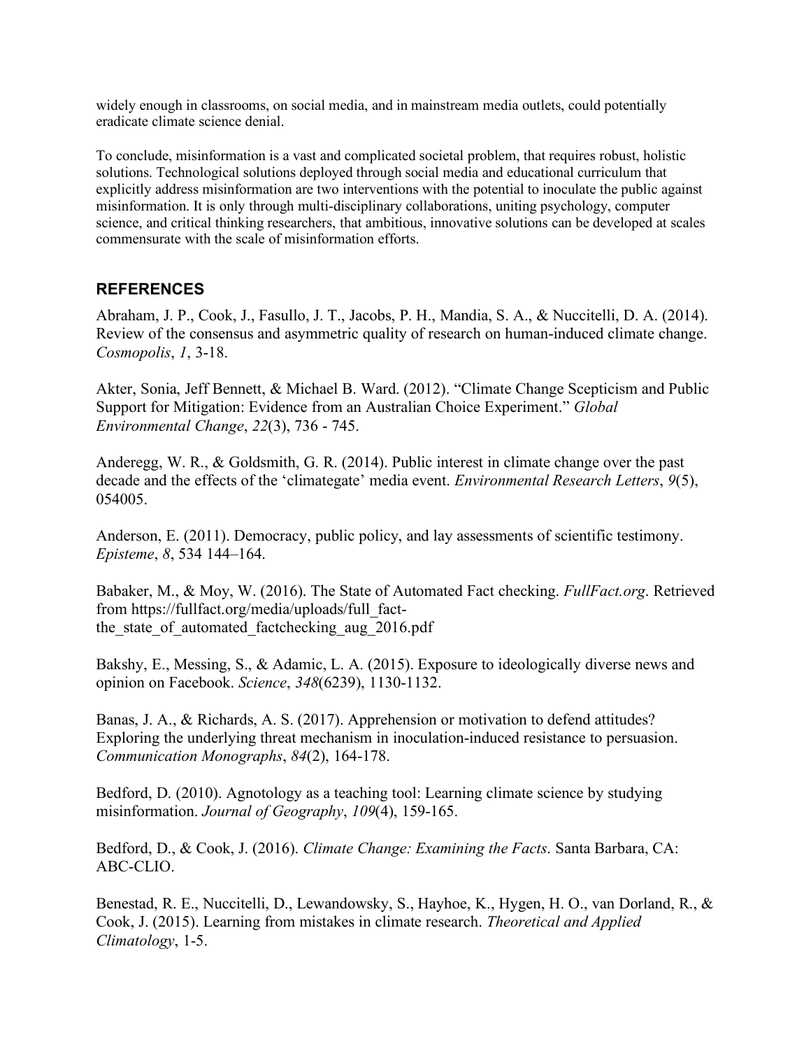widely enough in classrooms, on social media, and in mainstream media outlets, could potentially eradicate climate science denial.

To conclude, misinformation is a vast and complicated societal problem, that requires robust, holistic solutions. Technological solutions deployed through social media and educational curriculum that explicitly address misinformation are two interventions with the potential to inoculate the public against misinformation. It is only through multi-disciplinary collaborations, uniting psychology, computer science, and critical thinking researchers, that ambitious, innovative solutions can be developed at scales commensurate with the scale of misinformation efforts.

## REFERENCES

Abraham, J. P., Cook, J., Fasullo, J. T., Jacobs, P. H., Mandia, S. A., & Nuccitelli, D. A. (2014). Review of the consensus and asymmetric quality of research on human-induced climate change. *Cosmopolis*, *1*, 3-18.

Akter, Sonia, Jeff Bennett, & Michael B. Ward. (2012). "Climate Change Scepticism and Public Support for Mitigation: Evidence from an Australian Choice Experiment." *Global Environmental Change*, *22*(3), 736 - 745.

Anderegg, W. R., & Goldsmith, G. R. (2014). Public interest in climate change over the past decade and the effects of the 'climategate' media event. *Environmental Research Letters*, *9*(5), 054005.

Anderson, E. (2011). Democracy, public policy, and lay assessments of scientific testimony. *Episteme*, *8*, 534 144–164.

Babaker, M., & Moy, W. (2016). The State of Automated Fact checking. *FullFact.org*. Retrieved from https://fullfact.org/media/uploads/full_fact-the_state_of_automated_factchecking_aug_2016.pdf

Bakshy, E., Messing, S., & Adamic, L. A. (2015). Exposure to ideologically diverse news and opinion on Facebook. *Science*, *348*(6239), 1130-1132.

Banas, J. A., & Richards, A. S. (2017). Apprehension or motivation to defend attitudes? Exploring the underlying threat mechanism in inoculation-induced resistance to persuasion. *Communication Monographs*, *84*(2), 164-178.

Bedford, D. (2010). Agnotology as a teaching tool: Learning climate science by studying misinformation. *Journal of Geography*, *109*(4), 159-165.

Bedford, D., & Cook, J. (2016). *Climate Change: Examining the Facts*. Santa Barbara, CA: ABC-CLIO.

Benestad, R. E., Nuccitelli, D., Lewandowsky, S., Hayhoe, K., Hygen, H. O., van Dorland, R., & Cook, J. (2015). Learning from mistakes in climate research. *Theoretical and Applied Climatology*, 1-5.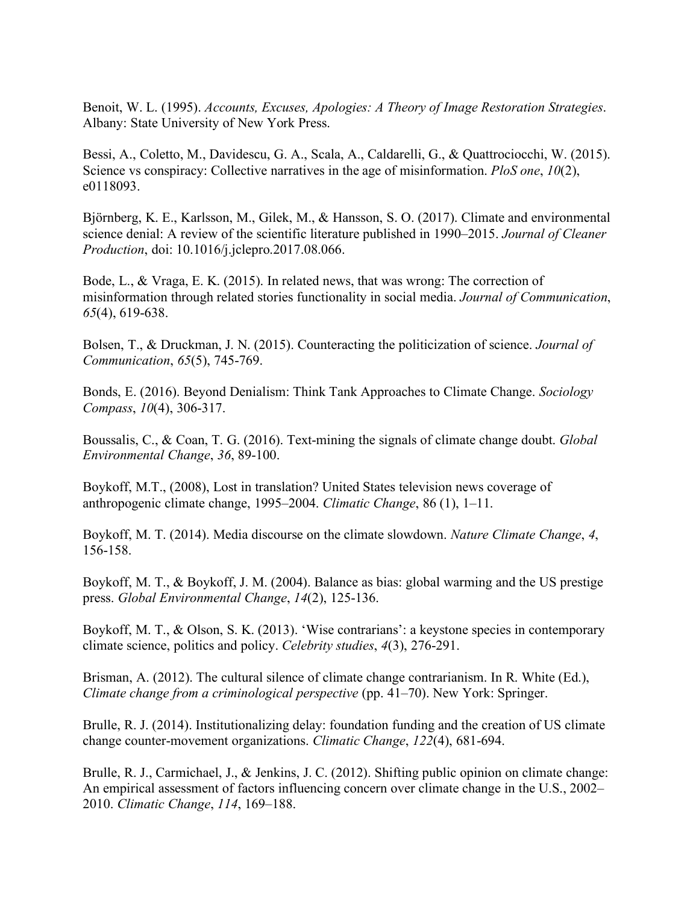Benoit, W. L. (1995). *Accounts, Excuses, Apologies: A Theory of Image Restoration Strategies*. Albany: State University of New York Press.

Bessi, A., Coletto, M., Davidescu, G. A., Scala, A., Caldarelli, G., & Quattrociocchi, W. (2015). Science vs conspiracy: Collective narratives in the age of misinformation. *PloS one*, *10*(2), e0118093.

Björnberg, K. E., Karlsson, M., Gilek, M., & Hansson, S. O. (2017). Climate and environmental science denial: A review of the scientific literature published in 1990–2015. *Journal of Cleaner Production*, doi: 10.1016/j.jclepro.2017.08.066.

Bode, L., & Vraga, E. K. (2015). In related news, that was wrong: The correction of misinformation through related stories functionality in social media. *Journal of Communication*, *65*(4), 619-638.

Bolsen, T., & Druckman, J. N. (2015). Counteracting the politicization of science. *Journal of Communication*, *65*(5), 745-769.

Bonds, E. (2016). Beyond Denialism: Think Tank Approaches to Climate Change. *Sociology Compass*, *10*(4), 306-317.

Boussalis, C., & Coan, T. G. (2016). Text-mining the signals of climate change doubt. *Global Environmental Change*, *36*, 89-100.

Boykoff, M.T., (2008), Lost in translation? United States television news coverage of anthropogenic climate change, 1995–2004. *Climatic Change*, 86 (1), 1–11.

Boykoff, M. T. (2014). Media discourse on the climate slowdown. *Nature Climate Change*, *4*, 156-158.

Boykoff, M. T., & Boykoff, J. M. (2004). Balance as bias: global warming and the US prestige press. *Global Environmental Change*, *14*(2), 125-136.

Boykoff, M. T., & Olson, S. K. (2013). 'Wise contrarians': a keystone species in contemporary climate science, politics and policy. *Celebrity studies*, *4*(3), 276-291.

Brisman, A. (2012). The cultural silence of climate change contrarianism. In R. White (Ed.), *Climate change from a criminological perspective* (pp. 41–70). New York: Springer.

Brulle, R. J. (2014). Institutionalizing delay: foundation funding and the creation of US climate change counter-movement organizations. *Climatic Change*, *122*(4), 681-694.

Brulle, R. J., Carmichael, J., & Jenkins, J. C. (2012). Shifting public opinion on climate change: An empirical assessment of factors influencing concern over climate change in the U.S., 2002–2010. *Climatic Change*, *114*, 169–188.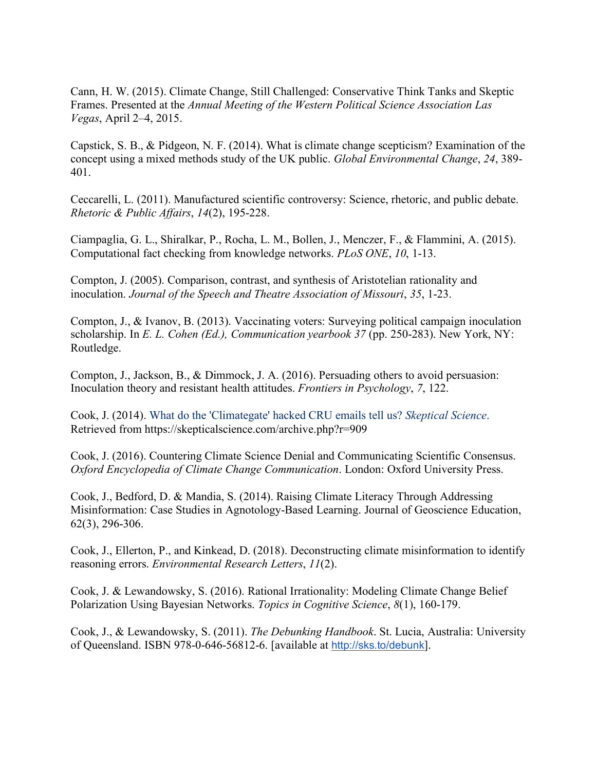Cann, H. W. (2015). Climate Change, Still Challenged: Conservative Think Tanks and Skeptic Frames. Presented at the *Annual Meeting of the Western Political Science Association Las Vegas*, April 2–4, 2015.

Capstick, S. B., & Pidgeon, N. F. (2014). What is climate change scepticism? Examination of the concept using a mixed methods study of the UK public. *Global Environmental Change*, *24*, 389-401.

Ceccarelli, L. (2011). Manufactured scientific controversy: Science, rhetoric, and public debate. *Rhetoric & Public Affairs*, *14*(2), 195-228.

Ciampaglia, G. L., Shiralkar, P., Rocha, L. M., Bollen, J., Menczer, F., & Flammini, A. (2015). Computational fact checking from knowledge networks. *PLoS ONE*, *10*, 1-13.

Compton, J. (2005). Comparison, contrast, and synthesis of Aristotelian rationality and inoculation. *Journal of the Speech and Theatre Association of Missouri*, *35*, 1-23.

Compton, J., & Ivanov, B. (2013). Vaccinating voters: Surveying political campaign inoculation scholarship. In *E. L. Cohen (Ed.), Communication yearbook 37* (pp. 250-283). New York, NY: Routledge.

Compton, J., Jackson, B., & Dimmock, J. A. (2016). Persuading others to avoid persuasion: Inoculation theory and resistant health attitudes. *Frontiers in Psychology*, *7*, 122.

Cook, J. (2014). What do the 'Climategate' hacked CRU emails tell us? *Skeptical Science*. Retrieved from https://skepticalscience.com/archive.php?r=909

Cook, J. (2016). Countering Climate Science Denial and Communicating Scientific Consensus. *Oxford Encyclopedia of Climate Change Communication*. London: Oxford University Press.

Cook, J., Bedford, D. & Mandia, S. (2014). Raising Climate Literacy Through Addressing Misinformation: Case Studies in Agnotology-Based Learning. Journal of Geoscience Education, 62(3), 296-306.

Cook, J., Ellerton, P., and Kinkead, D. (2018). Deconstructing climate misinformation to identify reasoning errors. *Environmental Research Letters*, *11*(2).

Cook, J. & Lewandowsky, S. (2016). Rational Irrationality: Modeling Climate Change Belief Polarization Using Bayesian Networks. *Topics in Cognitive Science*, *8*(1), 160-179.

Cook, J., & Lewandowsky, S. (2011). *The Debunking Handbook*. St. Lucia, Australia: University of Queensland. ISBN 978-0-646-56812-6. [available at http://sks.to/debunk].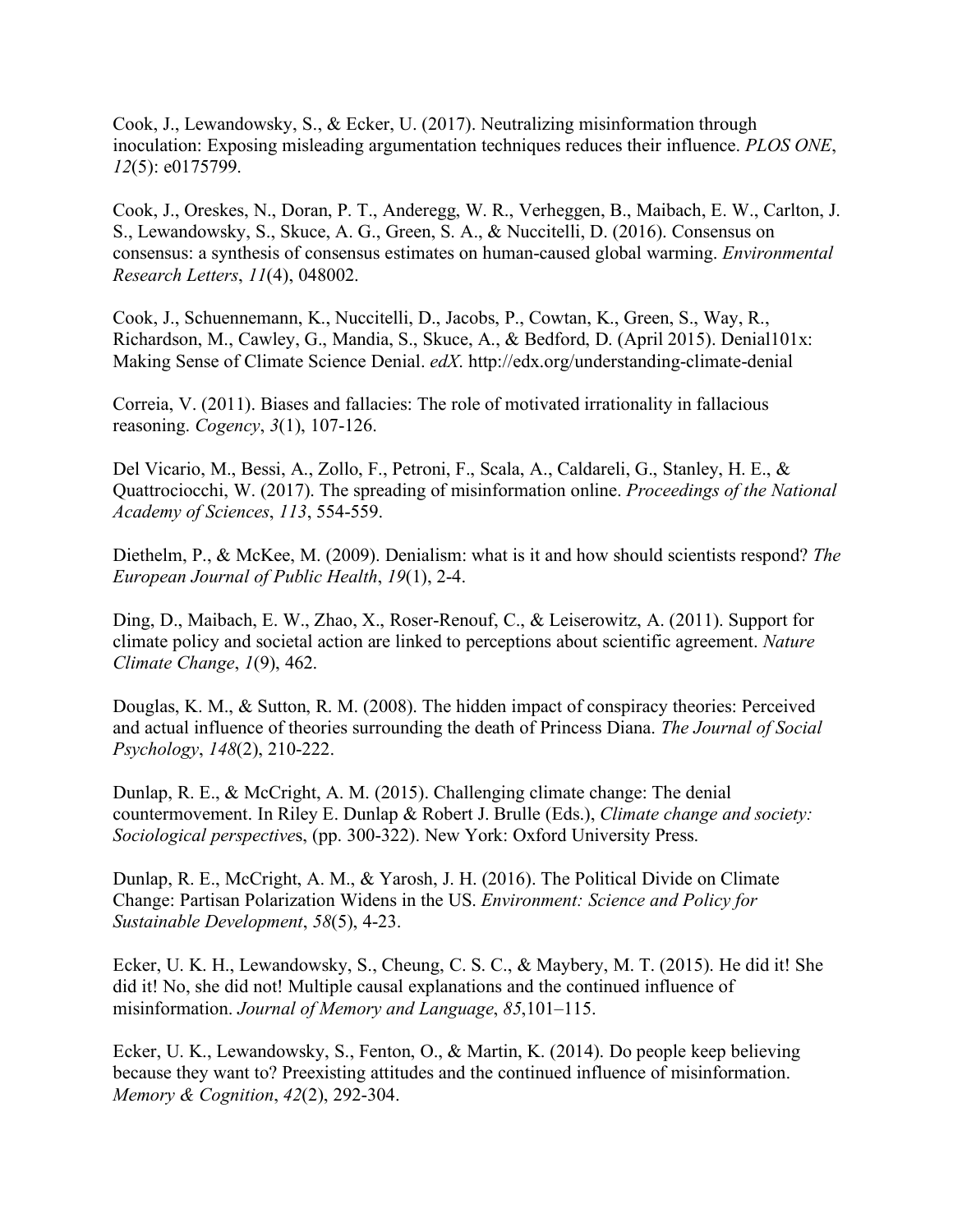Cook, J., Lewandowsky, S., & Ecker, U. (2017). Neutralizing misinformation through inoculation: Exposing misleading argumentation techniques reduces their influence. *PLOS ONE*, *12*(5): e0175799.

Cook, J., Oreskes, N., Doran, P. T., Anderegg, W. R., Verheggen, B., Maibach, E. W., Carlton, J. S., Lewandowsky, S., Skuce, A. G., Green, S. A., & Nuccitelli, D. (2016). Consensus on consensus: a synthesis of consensus estimates on human-caused global warming. *Environmental Research Letters*, *11*(4), 048002.

Cook, J., Schuennemann, K., Nuccitelli, D., Jacobs, P., Cowtan, K., Green, S., Way, R., Richardson, M., Cawley, G., Mandia, S., Skuce, A., & Bedford, D. (April 2015). Denial101x: Making Sense of Climate Science Denial. *edX*. http://edx.org/understanding-climate-denial

Correia, V. (2011). Biases and fallacies: The role of motivated irrationality in fallacious reasoning. *Cogency*, *3*(1), 107-126.

Del Vicario, M., Bessi, A., Zollo, F., Petroni, F., Scala, A., Caldareli, G., Stanley, H. E., & Quattrociocchi, W. (2017). The spreading of misinformation online. *Proceedings of the National Academy of Sciences*, *113*, 554-559.

Diethelm, P., & McKee, M. (2009). Denialism: what is it and how should scientists respond? *The European Journal of Public Health*, *19*(1), 2-4.

Ding, D., Maibach, E. W., Zhao, X., Roser-Renouf, C., & Leiserowitz, A. (2011). Support for climate policy and societal action are linked to perceptions about scientific agreement. *Nature Climate Change*, *1*(9), 462.

Douglas, K. M., & Sutton, R. M. (2008). The hidden impact of conspiracy theories: Perceived and actual influence of theories surrounding the death of Princess Diana. *The Journal of Social Psychology*, *148*(2), 210-222.

Dunlap, R. E., & McCright, A. M. (2015). Challenging climate change: The denial countermovement. In Riley E. Dunlap & Robert J. Brulle (Eds.), *Climate change and society: Sociological perspectives*, (pp. 300-322). New York: Oxford University Press.

Dunlap, R. E., McCright, A. M., & Yarosh, J. H. (2016). The Political Divide on Climate Change: Partisan Polarization Widens in the US. *Environment: Science and Policy for Sustainable Development*, *58*(5), 4-23.

Ecker, U. K. H., Lewandowsky, S., Cheung, C. S. C., & Maybery, M. T. (2015). He did it! She did it! No, she did not! Multiple causal explanations and the continued influence of misinformation. *Journal of Memory and Language*, *85*,101–115.

Ecker, U. K., Lewandowsky, S., Fenton, O., & Martin, K. (2014). Do people keep believing because they want to? Preexisting attitudes and the continued influence of misinformation. *Memory & Cognition*, *42*(2), 292-304.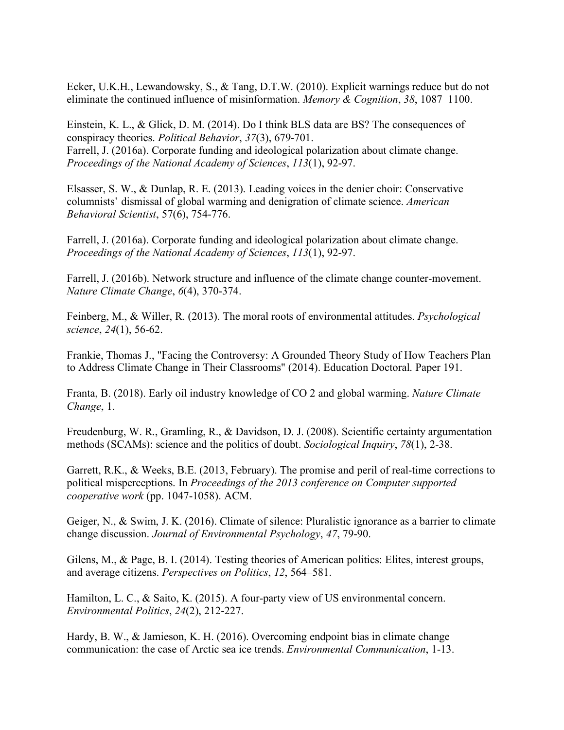Ecker, U.K.H., Lewandowsky, S., & Tang, D.T.W. (2010). Explicit warnings reduce but do not eliminate the continued influence of misinformation. *Memory & Cognition*, *38*, 1087–1100.

Einstein, K. L., & Glick, D. M. (2014). Do I think BLS data are BS? The consequences of conspiracy theories. *Political Behavior*, *37*(3), 679-701.
Farrell, J. (2016a). Corporate funding and ideological polarization about climate change. *Proceedings of the National Academy of Sciences*, *113*(1), 92-97.

Elsasser, S. W., & Dunlap, R. E. (2013). Leading voices in the denier choir: Conservative columnists' dismissal of global warming and denigration of climate science. *American Behavioral Scientist*, 57(6), 754-776.

Farrell, J. (2016a). Corporate funding and ideological polarization about climate change. *Proceedings of the National Academy of Sciences*, *113*(1), 92-97.

Farrell, J. (2016b). Network structure and influence of the climate change counter-movement. *Nature Climate Change*, *6*(4), 370-374.

Feinberg, M., & Willer, R. (2013). The moral roots of environmental attitudes. *Psychological science*, *24*(1), 56-62.

Frankie, Thomas J., "Facing the Controversy: A Grounded Theory Study of How Teachers Plan to Address Climate Change in Their Classrooms" (2014). Education Doctoral. Paper 191.

Franta, B. (2018). Early oil industry knowledge of CO 2 and global warming. *Nature Climate Change*, 1.

Freudenburg, W. R., Gramling, R., & Davidson, D. J. (2008). Scientific certainty argumentation methods (SCAMs): science and the politics of doubt. *Sociological Inquiry*, *78*(1), 2-38.

Garrett, R.K., & Weeks, B.E. (2013, February). The promise and peril of real-time corrections to political misperceptions. In *Proceedings of the 2013 conference on Computer supported cooperative work* (pp. 1047-1058). ACM.

Geiger, N., & Swim, J. K. (2016). Climate of silence: Pluralistic ignorance as a barrier to climate change discussion. *Journal of Environmental Psychology*, *47*, 79-90.

Gilens, M., & Page, B. I. (2014). Testing theories of American politics: Elites, interest groups, and average citizens. *Perspectives on Politics*, *12*, 564–581.

Hamilton, L. C., & Saito, K. (2015). A four-party view of US environmental concern. *Environmental Politics*, *24*(2), 212-227.

Hardy, B. W., & Jamieson, K. H. (2016). Overcoming endpoint bias in climate change communication: the case of Arctic sea ice trends. *Environmental Communication*, 1-13.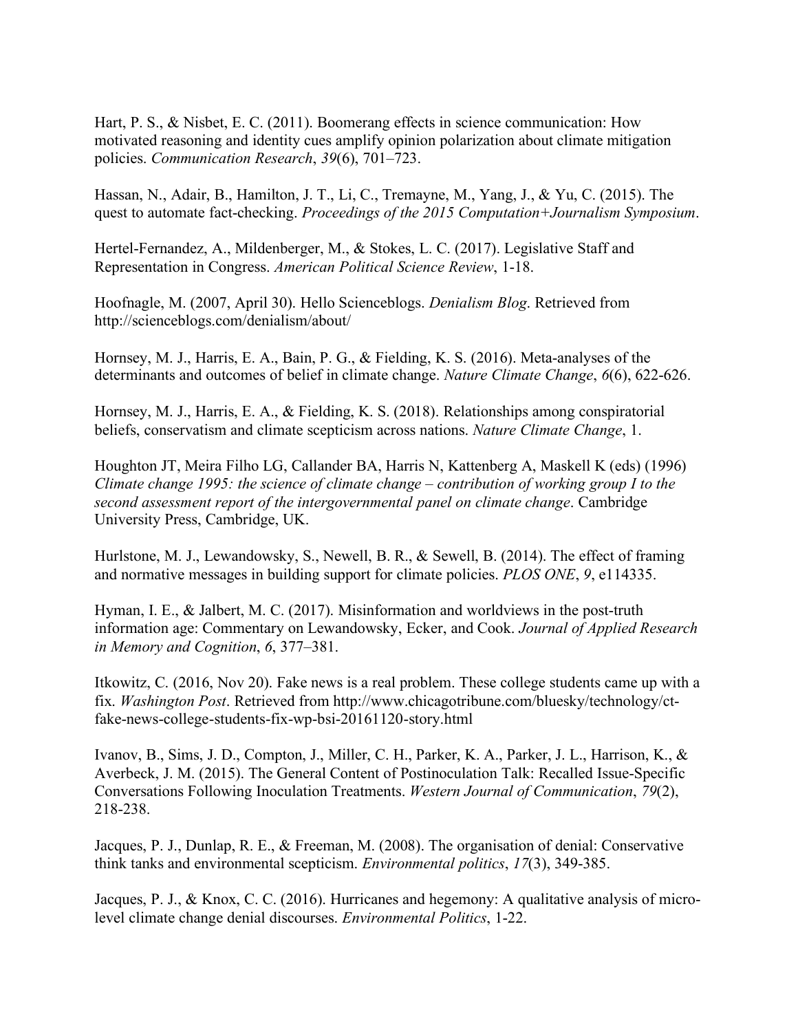Hart, P. S., & Nisbet, E. C. (2011). Boomerang effects in science communication: How motivated reasoning and identity cues amplify opinion polarization about climate mitigation policies. *Communication Research*, *39*(6), 701–723.

Hassan, N., Adair, B., Hamilton, J. T., Li, C., Tremayne, M., Yang, J., & Yu, C. (2015). The quest to automate fact-checking. *Proceedings of the 2015 Computation+Journalism Symposium*.

Hertel-Fernandez, A., Mildenberger, M., & Stokes, L. C. (2017). Legislative Staff and Representation in Congress. *American Political Science Review*, 1-18.

Hoofnagle, M. (2007, April 30). Hello Scienceblogs. *Denialism Blog*. Retrieved from http://scienceblogs.com/denialism/about/

Hornsey, M. J., Harris, E. A., Bain, P. G., & Fielding, K. S. (2016). Meta-analyses of the determinants and outcomes of belief in climate change. *Nature Climate Change*, *6*(6), 622-626.

Hornsey, M. J., Harris, E. A., & Fielding, K. S. (2018). Relationships among conspiratorial beliefs, conservatism and climate scepticism across nations. *Nature Climate Change*, 1.

Houghton JT, Meira Filho LG, Callander BA, Harris N, Kattenberg A, Maskell K (eds) (1996) *Climate change 1995: the science of climate change – contribution of working group I to the second assessment report of the intergovernmental panel on climate change*. Cambridge University Press, Cambridge, UK.

Hurlstone, M. J., Lewandowsky, S., Newell, B. R., & Sewell, B. (2014). The effect of framing and normative messages in building support for climate policies. *PLOS ONE*, *9*, e114335.

Hyman, I. E., & Jalbert, M. C. (2017). Misinformation and worldviews in the post-truth information age: Commentary on Lewandowsky, Ecker, and Cook. *Journal of Applied Research in Memory and Cognition*, *6*, 377–381.

Itkowitz, C. (2016, Nov 20). Fake news is a real problem. These college students came up with a fix. *Washington Post*. Retrieved from http://www.chicagotribune.com/bluesky/technology/ct-fake-news-college-students-fix-wp-bsi-20161120-story.html

Ivanov, B., Sims, J. D., Compton, J., Miller, C. H., Parker, K. A., Parker, J. L., Harrison, K., & Averbeck, J. M. (2015). The General Content of Postinoculation Talk: Recalled Issue-Specific Conversations Following Inoculation Treatments. *Western Journal of Communication*, *79*(2), 218-238.

Jacques, P. J., Dunlap, R. E., & Freeman, M. (2008). The organisation of denial: Conservative think tanks and environmental scepticism. *Environmental politics*, *17*(3), 349-385.

Jacques, P. J., & Knox, C. C. (2016). Hurricanes and hegemony: A qualitative analysis of micro-level climate change denial discourses. *Environmental Politics*, 1-22.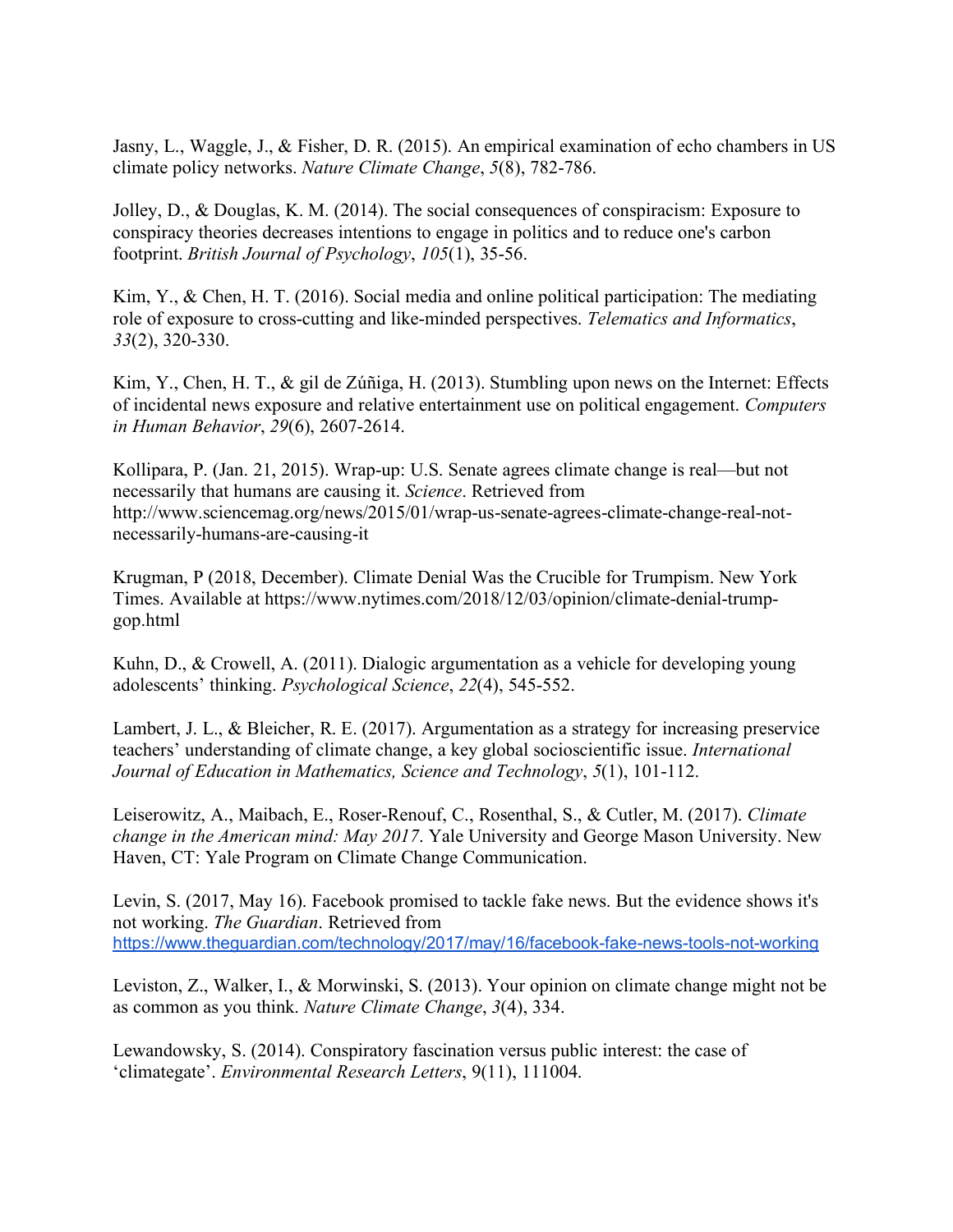Jasny, L., Waggle, J., & Fisher, D. R. (2015). An empirical examination of echo chambers in US climate policy networks. *Nature Climate Change*, *5*(8), 782-786.

Jolley, D., & Douglas, K. M. (2014). The social consequences of conspiracism: Exposure to conspiracy theories decreases intentions to engage in politics and to reduce one's carbon footprint. *British Journal of Psychology*, *105*(1), 35-56.

Kim, Y., & Chen, H. T. (2016). Social media and online political participation: The mediating role of exposure to cross-cutting and like-minded perspectives. *Telematics and Informatics*, *33*(2), 320-330.

Kim, Y., Chen, H. T., & gil de Zúñiga, H. (2013). Stumbling upon news on the Internet: Effects of incidental news exposure and relative entertainment use on political engagement. *Computers in Human Behavior*, *29*(6), 2607-2614.

Kollipara, P. (Jan. 21, 2015). Wrap-up: U.S. Senate agrees climate change is real—but not necessarily that humans are causing it. *Science*. Retrieved from http://www.sciencemag.org/news/2015/01/wrap-us-senate-agrees-climate-change-real-not-necessarily-humans-are-causing-it

Krugman, P (2018, December). Climate Denial Was the Crucible for Trumpism. New York Times. Available at https://www.nytimes.com/2018/12/03/opinion/climate-denial-trump-gop.html

Kuhn, D., & Crowell, A. (2011). Dialogic argumentation as a vehicle for developing young adolescents' thinking. *Psychological Science*, *22*(4), 545-552.

Lambert, J. L., & Bleicher, R. E. (2017). Argumentation as a strategy for increasing preservice teachers' understanding of climate change, a key global socioscientific issue. *International Journal of Education in Mathematics, Science and Technology*, *5*(1), 101-112.

Leiserowitz, A., Maibach, E., Roser-Renouf, C., Rosenthal, S., & Cutler, M. (2017). *Climate change in the American mind: May 2017*. Yale University and George Mason University. New Haven, CT: Yale Program on Climate Change Communication.

Levin, S. (2017, May 16). Facebook promised to tackle fake news. But the evidence shows it's not working. *The Guardian*. Retrieved from https://www.theguardian.com/technology/2017/may/16/facebook-fake-news-tools-not-working

Leviston, Z., Walker, I., & Morwinski, S. (2013). Your opinion on climate change might not be as common as you think. *Nature Climate Change*, *3*(4), 334.

Lewandowsky, S. (2014). Conspiratory fascination versus public interest: the case of 'climategate'. *Environmental Research Letters*, 9(11), 111004.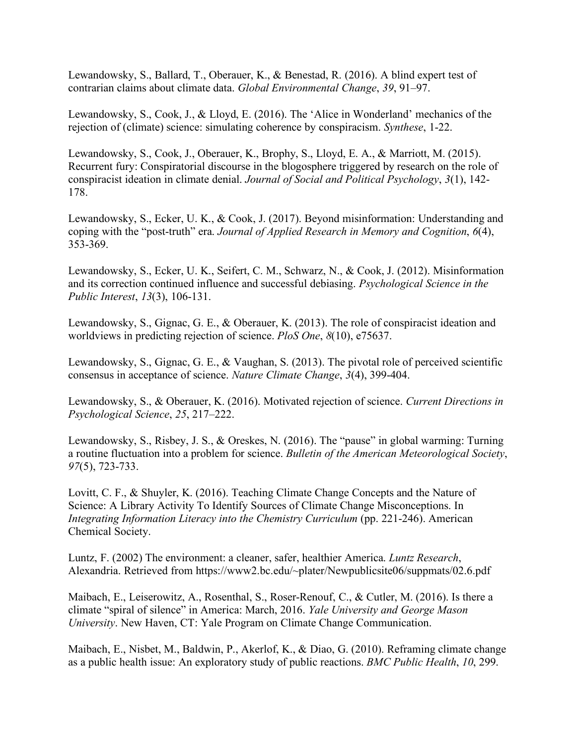Lewandowsky, S., Ballard, T., Oberauer, K., & Benestad, R. (2016). A blind expert test of contrarian claims about climate data. *Global Environmental Change*, *39*, 91–97.

Lewandowsky, S., Cook, J., & Lloyd, E. (2016). The 'Alice in Wonderland' mechanics of the rejection of (climate) science: simulating coherence by conspiracism. *Synthese*, 1-22.

Lewandowsky, S., Cook, J., Oberauer, K., Brophy, S., Lloyd, E. A., & Marriott, M. (2015). Recurrent fury: Conspiratorial discourse in the blogosphere triggered by research on the role of conspiracist ideation in climate denial. *Journal of Social and Political Psychology*, *3*(1), 142-178.

Lewandowsky, S., Ecker, U. K., & Cook, J. (2017). Beyond misinformation: Understanding and coping with the "post-truth" era. *Journal of Applied Research in Memory and Cognition*, *6*(4), 353-369.

Lewandowsky, S., Ecker, U. K., Seifert, C. M., Schwarz, N., & Cook, J. (2012). Misinformation and its correction continued influence and successful debiasing. *Psychological Science in the Public Interest*, *13*(3), 106-131.

Lewandowsky, S., Gignac, G. E., & Oberauer, K. (2013). The role of conspiracist ideation and worldviews in predicting rejection of science. *PloS One*, *8*(10), e75637.

Lewandowsky, S., Gignac, G. E., & Vaughan, S. (2013). The pivotal role of perceived scientific consensus in acceptance of science. *Nature Climate Change*, *3*(4), 399-404.

Lewandowsky, S., & Oberauer, K. (2016). Motivated rejection of science. *Current Directions in Psychological Science*, *25*, 217–222.

Lewandowsky, S., Risbey, J. S., & Oreskes, N. (2016). The "pause" in global warming: Turning a routine fluctuation into a problem for science. *Bulletin of the American Meteorological Society*, *97*(5), 723-733.

Lovitt, C. F., & Shuyler, K. (2016). Teaching Climate Change Concepts and the Nature of Science: A Library Activity To Identify Sources of Climate Change Misconceptions. In *Integrating Information Literacy into the Chemistry Curriculum* (pp. 221-246). American Chemical Society.

Luntz, F. (2002) The environment: a cleaner, safer, healthier America. *Luntz Research*, Alexandria. Retrieved from https://www2.bc.edu/~plater/Newpublicsite06/suppmats/02.6.pdf

Maibach, E., Leiserowitz, A., Rosenthal, S., Roser-Renouf, C., & Cutler, M. (2016). Is there a climate "spiral of silence" in America: March, 2016. *Yale University and George Mason University*. New Haven, CT: Yale Program on Climate Change Communication.

Maibach, E., Nisbet, M., Baldwin, P., Akerlof, K., & Diao, G. (2010). Reframing climate change as a public health issue: An exploratory study of public reactions. *BMC Public Health*, *10*, 299.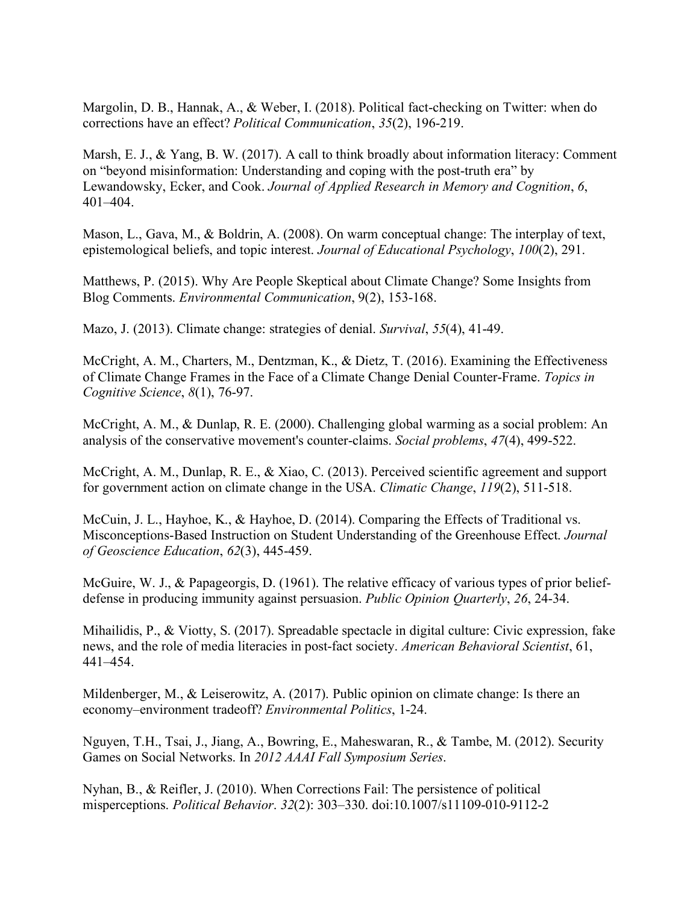Margolin, D. B., Hannak, A., & Weber, I. (2018). Political fact-checking on Twitter: when do corrections have an effect? *Political Communication*, *35*(2), 196-219.

Marsh, E. J., & Yang, B. W. (2017). A call to think broadly about information literacy: Comment on "beyond misinformation: Understanding and coping with the post-truth era" by Lewandowsky, Ecker, and Cook. *Journal of Applied Research in Memory and Cognition*, *6*, 401–404.

Mason, L., Gava, M., & Boldrin, A. (2008). On warm conceptual change: The interplay of text, epistemological beliefs, and topic interest. *Journal of Educational Psychology*, *100*(2), 291.

Matthews, P. (2015). Why Are People Skeptical about Climate Change? Some Insights from Blog Comments. *Environmental Communication*, 9(2), 153-168.

Mazo, J. (2013). Climate change: strategies of denial. *Survival*, *55*(4), 41-49.

McCright, A. M., Charters, M., Dentzman, K., & Dietz, T. (2016). Examining the Effectiveness of Climate Change Frames in the Face of a Climate Change Denial Counter-Frame. *Topics in Cognitive Science*, *8*(1), 76-97.

McCright, A. M., & Dunlap, R. E. (2000). Challenging global warming as a social problem: An analysis of the conservative movement's counter-claims. *Social problems*, *47*(4), 499-522.

McCright, A. M., Dunlap, R. E., & Xiao, C. (2013). Perceived scientific agreement and support for government action on climate change in the USA. *Climatic Change*, *119*(2), 511-518.

McCuin, J. L., Hayhoe, K., & Hayhoe, D. (2014). Comparing the Effects of Traditional vs. Misconceptions-Based Instruction on Student Understanding of the Greenhouse Effect. *Journal of Geoscience Education*, *62*(3), 445-459.

McGuire, W. J., & Papageorgis, D. (1961). The relative efficacy of various types of prior belief-defense in producing immunity against persuasion. *Public Opinion Quarterly*, *26*, 24-34.

Mihailidis, P., & Viotty, S. (2017). Spreadable spectacle in digital culture: Civic expression, fake news, and the role of media literacies in post-fact society. *American Behavioral Scientist*, 61, 441–454.

Mildenberger, M., & Leiserowitz, A. (2017). Public opinion on climate change: Is there an economy–environment tradeoff? *Environmental Politics*, 1-24.

Nguyen, T.H., Tsai, J., Jiang, A., Bowring, E., Maheswaran, R., & Tambe, M. (2012). Security Games on Social Networks. In *2012 AAAI Fall Symposium Series*.

Nyhan, B., & Reifler, J. (2010). When Corrections Fail: The persistence of political misperceptions. *Political Behavior*. *32*(2): 303–330. doi:10.1007/s11109-010-9112-2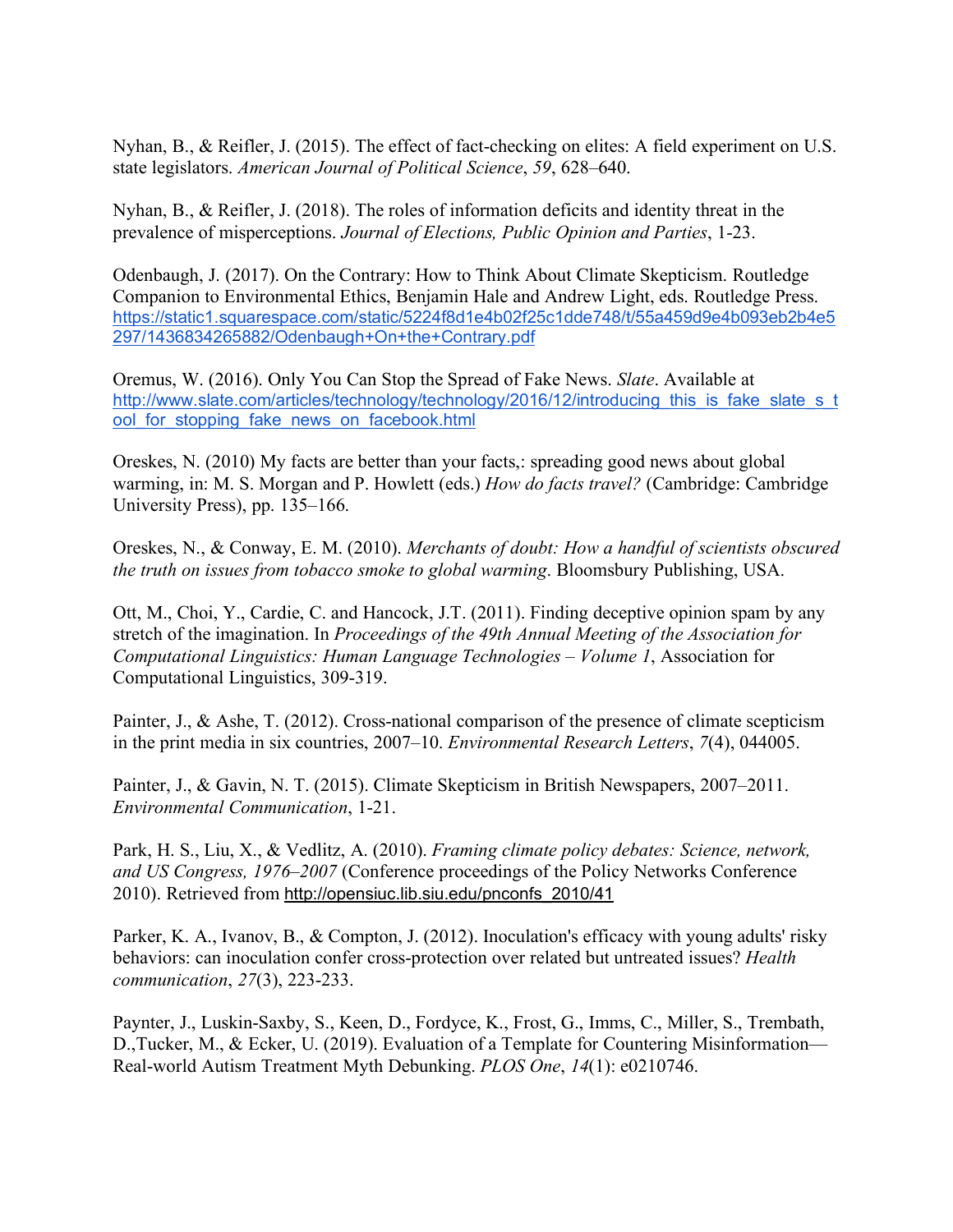Nyhan, B., & Reifler, J. (2015). The effect of fact-checking on elites: A field experiment on U.S. state legislators. *American Journal of Political Science*, *59*, 628–640.

Nyhan, B., & Reifler, J. (2018). The roles of information deficits and identity threat in the prevalence of misperceptions. *Journal of Elections, Public Opinion and Parties*, 1-23.

Odenbaugh, J. (2017). On the Contrary: How to Think About Climate Skepticism. Routledge Companion to Environmental Ethics, Benjamin Hale and Andrew Light, eds. Routledge Press. https://static1.squarespace.com/static/5224f8d1e4b02f25c1dde748/t/55a459d9e4b093eb2b4e5297/1436834265882/Odenbaugh+On+the+Contrary.pdf

Oremus, W. (2016). Only You Can Stop the Spread of Fake News. *Slate*. Available at http://www.slate.com/articles/technology/technology/2016/12/introducing_this_is_fake_slate_s_tool_for_stopping_fake_news_on_facebook.html

Oreskes, N. (2010) My facts are better than your facts,: spreading good news about global warming, in: M. S. Morgan and P. Howlett (eds.) *How do facts travel?* (Cambridge: Cambridge University Press), pp. 135–166.

Oreskes, N., & Conway, E. M. (2010). *Merchants of doubt: How a handful of scientists obscured the truth on issues from tobacco smoke to global warming*. Bloomsbury Publishing, USA.

Ott, M., Choi, Y., Cardie, C. and Hancock, J.T. (2011). Finding deceptive opinion spam by any stretch of the imagination. In *Proceedings of the 49th Annual Meeting of the Association for Computational Linguistics: Human Language Technologies – Volume 1*, Association for Computational Linguistics, 309-319.

Painter, J., & Ashe, T. (2012). Cross-national comparison of the presence of climate scepticism in the print media in six countries, 2007–10. *Environmental Research Letters*, *7*(4), 044005.

Painter, J., & Gavin, N. T. (2015). Climate Skepticism in British Newspapers, 2007–2011. *Environmental Communication*, 1-21.

Park, H. S., Liu, X., & Vedlitz, A. (2010). *Framing climate policy debates: Science, network, and US Congress, 1976–2007* (Conference proceedings of the Policy Networks Conference 2010). Retrieved from http://opensiuc.lib.siu.edu/pnconfs_2010/41

Parker, K. A., Ivanov, B., & Compton, J. (2012). Inoculation's efficacy with young adults' risky behaviors: can inoculation confer cross-protection over related but untreated issues? *Health communication*, *27*(3), 223-233.

Paynter, J., Luskin-Saxby, S., Keen, D., Fordyce, K., Frost, G., Imms, C., Miller, S., Trembath, D.,Tucker, M., & Ecker, U. (2019). Evaluation of a Template for Countering Misinformation—Real-world Autism Treatment Myth Debunking. *PLOS One*, *14*(1): e0210746.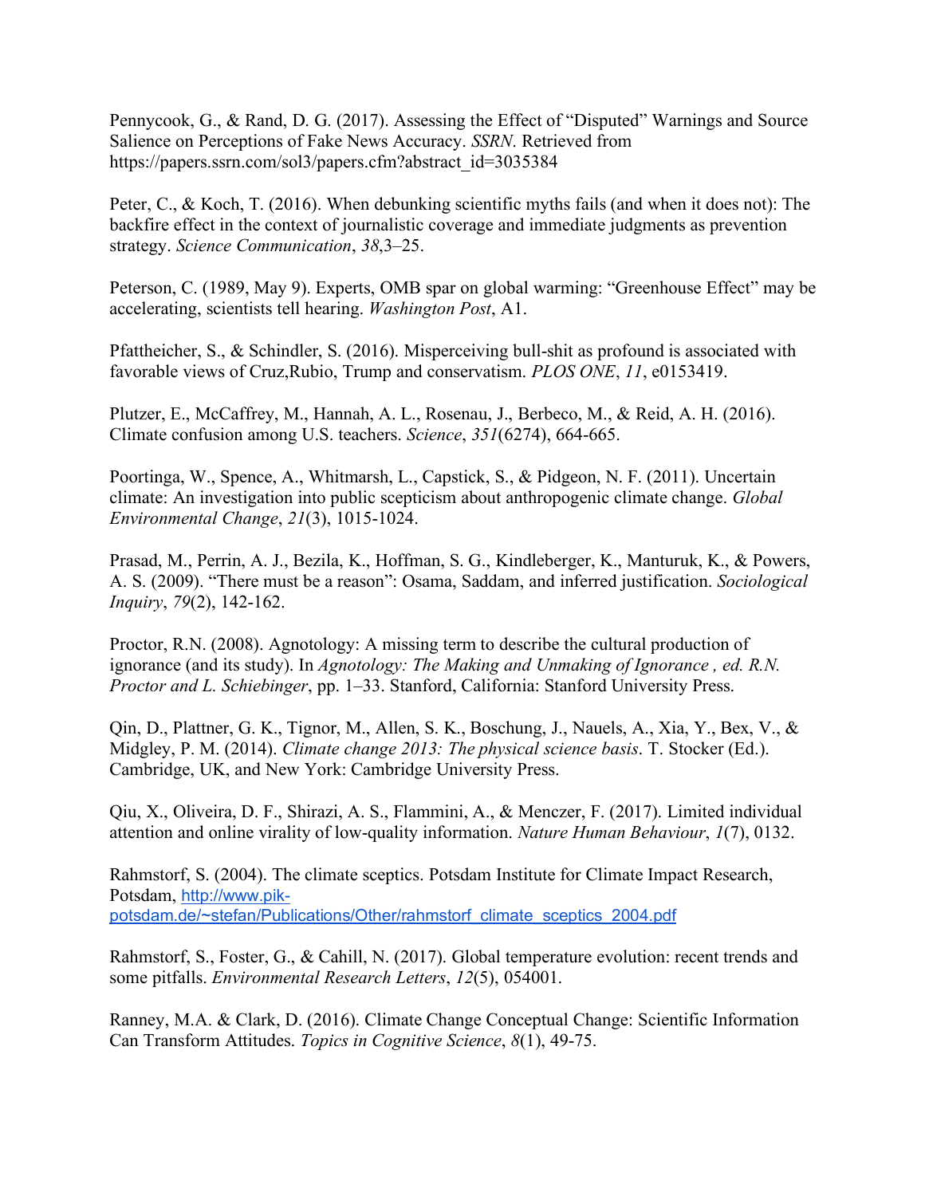Pennycook, G., & Rand, D. G. (2017). Assessing the Effect of "Disputed" Warnings and Source Salience on Perceptions of Fake News Accuracy. *SSRN*. Retrieved from https://papers.ssrn.com/sol3/papers.cfm?abstract_id=3035384

Peter, C., & Koch, T. (2016). When debunking scientific myths fails (and when it does not): The backfire effect in the context of journalistic coverage and immediate judgments as prevention strategy. *Science Communication*, *38*,3–25.

Peterson, C. (1989, May 9). Experts, OMB spar on global warming: "Greenhouse Effect" may be accelerating, scientists tell hearing. *Washington Post*, A1.

Pfattheicher, S., & Schindler, S. (2016). Misperceiving bull-shit as profound is associated with favorable views of Cruz,Rubio, Trump and conservatism. *PLOS ONE*, *11*, e0153419.

Plutzer, E., McCaffrey, M., Hannah, A. L., Rosenau, J., Berbeco, M., & Reid, A. H. (2016). Climate confusion among U.S. teachers. *Science*, *351*(6274), 664-665.

Poortinga, W., Spence, A., Whitmarsh, L., Capstick, S., & Pidgeon, N. F. (2011). Uncertain climate: An investigation into public scepticism about anthropogenic climate change. *Global Environmental Change*, *21*(3), 1015-1024.

Prasad, M., Perrin, A. J., Bezila, K., Hoffman, S. G., Kindleberger, K., Manturuk, K., & Powers, A. S. (2009). "There must be a reason": Osama, Saddam, and inferred justification. *Sociological Inquiry*, *79*(2), 142-162.

Proctor, R.N. (2008). Agnotology: A missing term to describe the cultural production of ignorance (and its study). In *Agnotology: The Making and Unmaking of Ignorance , ed. R.N. Proctor and L. Schiebinger*, pp. 1–33. Stanford, California: Stanford University Press.

Qin, D., Plattner, G. K., Tignor, M., Allen, S. K., Boschung, J., Nauels, A., Xia, Y., Bex, V., & Midgley, P. M. (2014). *Climate change 2013: The physical science basis*. T. Stocker (Ed.). Cambridge, UK, and New York: Cambridge University Press.

Qiu, X., Oliveira, D. F., Shirazi, A. S., Flammini, A., & Menczer, F. (2017). Limited individual attention and online virality of low-quality information. *Nature Human Behaviour*, *1*(7), 0132.

Rahmstorf, S. (2004). The climate sceptics. Potsdam Institute for Climate Impact Research, Potsdam, http://www.pik-potsdam.de/~stefan/Publications/Other/rahmstorf_climate_sceptics_2004.pdf

Rahmstorf, S., Foster, G., & Cahill, N. (2017). Global temperature evolution: recent trends and some pitfalls. *Environmental Research Letters*, *12*(5), 054001.

Ranney, M.A. & Clark, D. (2016). Climate Change Conceptual Change: Scientific Information Can Transform Attitudes. *Topics in Cognitive Science*, *8*(1), 49-75.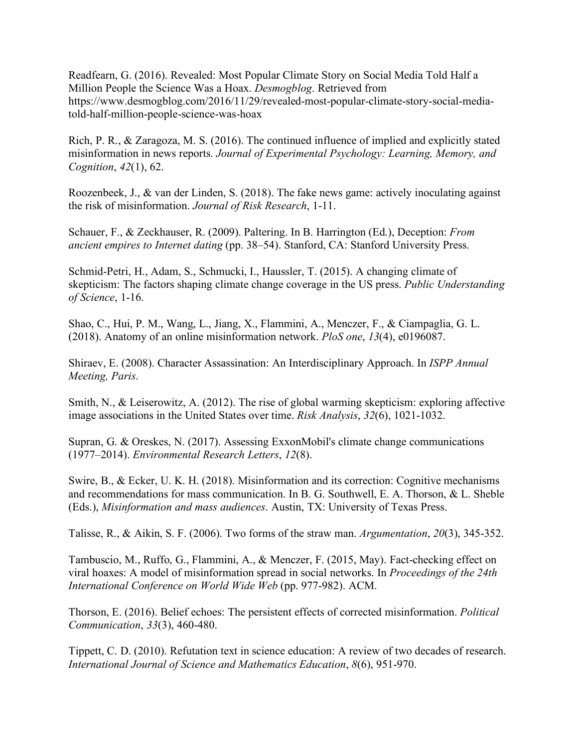Readfearn, G. (2016). Revealed: Most Popular Climate Story on Social Media Told Half a Million People the Science Was a Hoax. *Desmogblog*. Retrieved from https://www.desmogblog.com/2016/11/29/revealed-most-popular-climate-story-social-media-told-half-million-people-science-was-hoax

Rich, P. R., & Zaragoza, M. S. (2016). The continued influence of implied and explicitly stated misinformation in news reports. *Journal of Experimental Psychology: Learning, Memory, and Cognition*, *42*(1), 62.

Roozenbeek, J., & van der Linden, S. (2018). The fake news game: actively inoculating against the risk of misinformation. *Journal of Risk Research*, 1-11.

Schauer, F., & Zeckhauser, R. (2009). Paltering. In B. Harrington (Ed.), Deception: *From ancient empires to Internet dating* (pp. 38–54). Stanford, CA: Stanford University Press.

Schmid-Petri, H., Adam, S., Schmucki, I., Haussler, T. (2015). A changing climate of skepticism: The factors shaping climate change coverage in the US press. *Public Understanding of Science*, 1-16.

Shao, C., Hui, P. M., Wang, L., Jiang, X., Flammini, A., Menczer, F., & Ciampaglia, G. L. (2018). Anatomy of an online misinformation network. *PloS one*, *13*(4), e0196087.

Shiraev, E. (2008). Character Assassination: An Interdisciplinary Approach. In *ISPP Annual Meeting, Paris*.

Smith, N., & Leiserowitz, A. (2012). The rise of global warming skepticism: exploring affective image associations in the United States over time. *Risk Analysis*, *32*(6), 1021-1032.

Supran, G. & Oreskes, N. (2017). Assessing ExxonMobil's climate change communications (1977–2014). *Environmental Research Letters*, *12*(8).

Swire, B., & Ecker, U. K. H. (2018). Misinformation and its correction: Cognitive mechanisms and recommendations for mass communication. In B. G. Southwell, E. A. Thorson, & L. Sheble (Eds.), *Misinformation and mass audiences*. Austin, TX: University of Texas Press.

Talisse, R., & Aikin, S. F. (2006). Two forms of the straw man. *Argumentation*, *20*(3), 345-352.

Tambuscio, M., Ruffo, G., Flammini, A., & Menczer, F. (2015, May). Fact-checking effect on viral hoaxes: A model of misinformation spread in social networks. In *Proceedings of the 24th International Conference on World Wide Web* (pp. 977-982). ACM.

Thorson, E. (2016). Belief echoes: The persistent effects of corrected misinformation. *Political Communication*, *33*(3), 460-480.

Tippett, C. D. (2010). Refutation text in science education: A review of two decades of research. *International Journal of Science and Mathematics Education*, *8*(6), 951-970.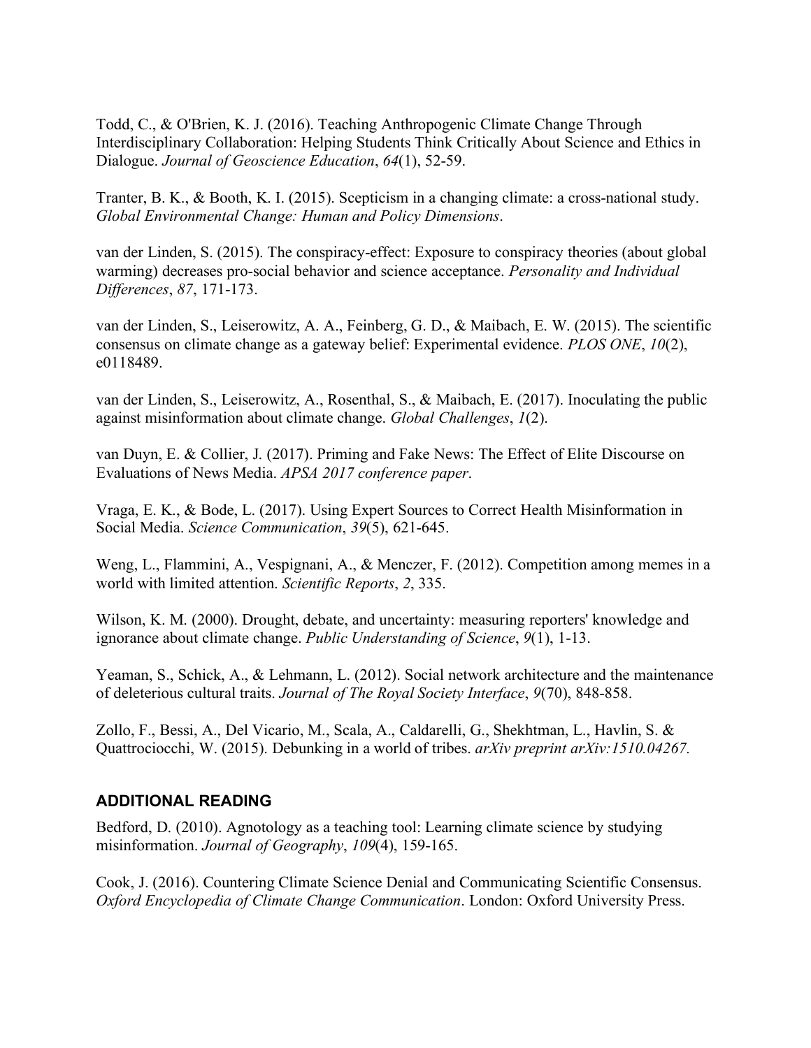Todd, C., & O'Brien, K. J. (2016). Teaching Anthropogenic Climate Change Through Interdisciplinary Collaboration: Helping Students Think Critically About Science and Ethics in Dialogue. *Journal of Geoscience Education*, *64*(1), 52-59.

Tranter, B. K., & Booth, K. I. (2015). Scepticism in a changing climate: a cross-national study. *Global Environmental Change: Human and Policy Dimensions*.

van der Linden, S. (2015). The conspiracy-effect: Exposure to conspiracy theories (about global warming) decreases pro-social behavior and science acceptance. *Personality and Individual Differences*, *87*, 171-173.

van der Linden, S., Leiserowitz, A. A., Feinberg, G. D., & Maibach, E. W. (2015). The scientific consensus on climate change as a gateway belief: Experimental evidence. *PLOS ONE*, *10*(2), e0118489.

van der Linden, S., Leiserowitz, A., Rosenthal, S., & Maibach, E. (2017). Inoculating the public against misinformation about climate change. *Global Challenges*, *1*(2).

van Duyn, E. & Collier, J. (2017). Priming and Fake News: The Effect of Elite Discourse on Evaluations of News Media. *APSA 2017 conference paper*.

Vraga, E. K., & Bode, L. (2017). Using Expert Sources to Correct Health Misinformation in Social Media. *Science Communication*, *39*(5), 621-645.

Weng, L., Flammini, A., Vespignani, A., & Menczer, F. (2012). Competition among memes in a world with limited attention. *Scientific Reports*, *2*, 335.

Wilson, K. M. (2000). Drought, debate, and uncertainty: measuring reporters' knowledge and ignorance about climate change. *Public Understanding of Science*, *9*(1), 1-13.

Yeaman, S., Schick, A., & Lehmann, L. (2012). Social network architecture and the maintenance of deleterious cultural traits. *Journal of The Royal Society Interface*, *9*(70), 848-858.

Zollo, F., Bessi, A., Del Vicario, M., Scala, A., Caldarelli, G., Shekhtman, L., Havlin, S. & Quattrociocchi, W. (2015). Debunking in a world of tribes. *arXiv preprint arXiv:1510.04267.*

## ADDITIONAL READING

Bedford, D. (2010). Agnotology as a teaching tool: Learning climate science by studying misinformation. *Journal of Geography*, *109*(4), 159-165.

Cook, J. (2016). Countering Climate Science Denial and Communicating Scientific Consensus. *Oxford Encyclopedia of Climate Change Communication*. London: Oxford University Press.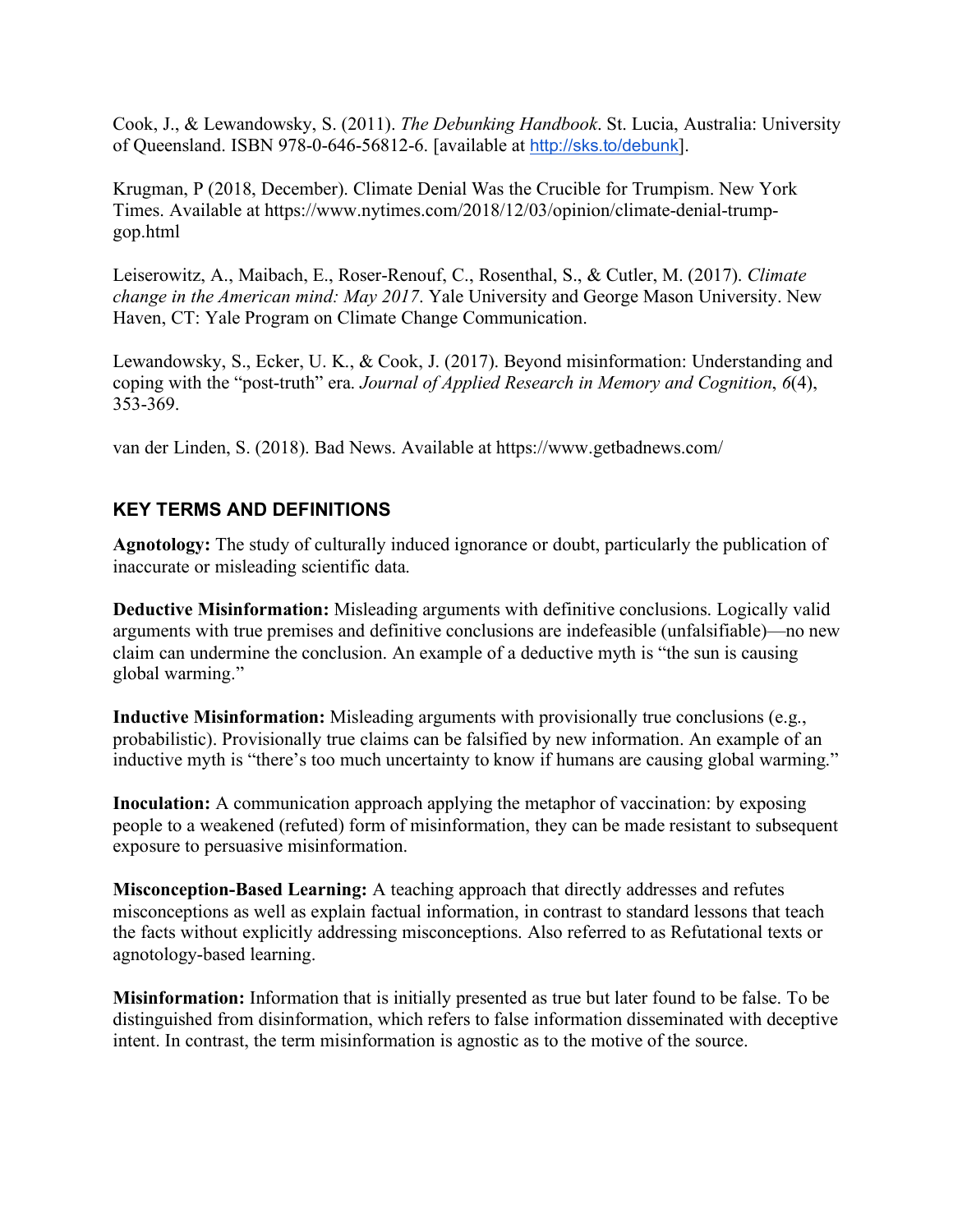Cook, J., & Lewandowsky, S. (2011). *The Debunking Handbook*. St. Lucia, Australia: University of Queensland. ISBN 978-0-646-56812-6. [available at http://sks.to/debunk].

Krugman, P (2018, December). Climate Denial Was the Crucible for Trumpism. New York Times. Available at https://www.nytimes.com/2018/12/03/opinion/climate-denial-trump-gop.html

Leiserowitz, A., Maibach, E., Roser-Renouf, C., Rosenthal, S., & Cutler, M. (2017). *Climate change in the American mind: May 2017*. Yale University and George Mason University. New Haven, CT: Yale Program on Climate Change Communication.

Lewandowsky, S., Ecker, U. K., & Cook, J. (2017). Beyond misinformation: Understanding and coping with the "post-truth" era. *Journal of Applied Research in Memory and Cognition*, *6*(4), 353-369.

van der Linden, S. (2018). Bad News. Available at https://www.getbadnews.com/

## KEY TERMS AND DEFINITIONS

**Agnotology:** The study of culturally induced ignorance or doubt, particularly the publication of inaccurate or misleading scientific data.

**Deductive Misinformation:** Misleading arguments with definitive conclusions. Logically valid arguments with true premises and definitive conclusions are indefeasible (unfalsifiable)—no new claim can undermine the conclusion. An example of a deductive myth is "the sun is causing global warming."

**Inductive Misinformation:** Misleading arguments with provisionally true conclusions (e.g., probabilistic). Provisionally true claims can be falsified by new information. An example of an inductive myth is "there's too much uncertainty to know if humans are causing global warming."

**Inoculation:** A communication approach applying the metaphor of vaccination: by exposing people to a weakened (refuted) form of misinformation, they can be made resistant to subsequent exposure to persuasive misinformation.

**Misconception-Based Learning:** A teaching approach that directly addresses and refutes misconceptions as well as explain factual information, in contrast to standard lessons that teach the facts without explicitly addressing misconceptions. Also referred to as Refutational texts or agnotology-based learning.

**Misinformation:** Information that is initially presented as true but later found to be false. To be distinguished from disinformation, which refers to false information disseminated with deceptive intent. In contrast, the term misinformation is agnostic as to the motive of the source.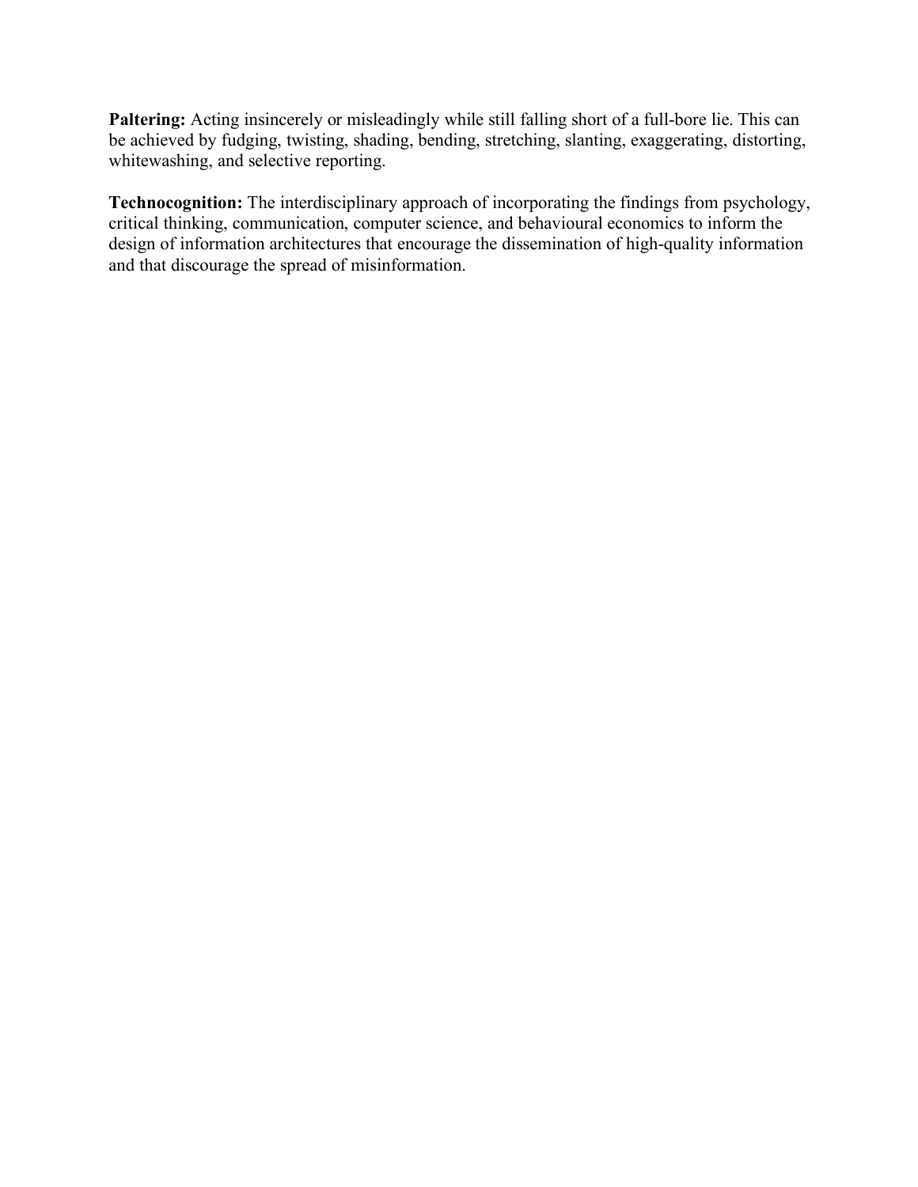**Paltering:** Acting insincerely or misleadingly while still falling short of a full-bore lie. This can be achieved by fudging, twisting, shading, bending, stretching, slanting, exaggerating, distorting, whitewashing, and selective reporting.

**Technocognition:** The interdisciplinary approach of incorporating the findings from psychology, critical thinking, communication, computer science, and behavioural economics to inform the design of information architectures that encourage the dissemination of high-quality information and that discourage the spread of misinformation.